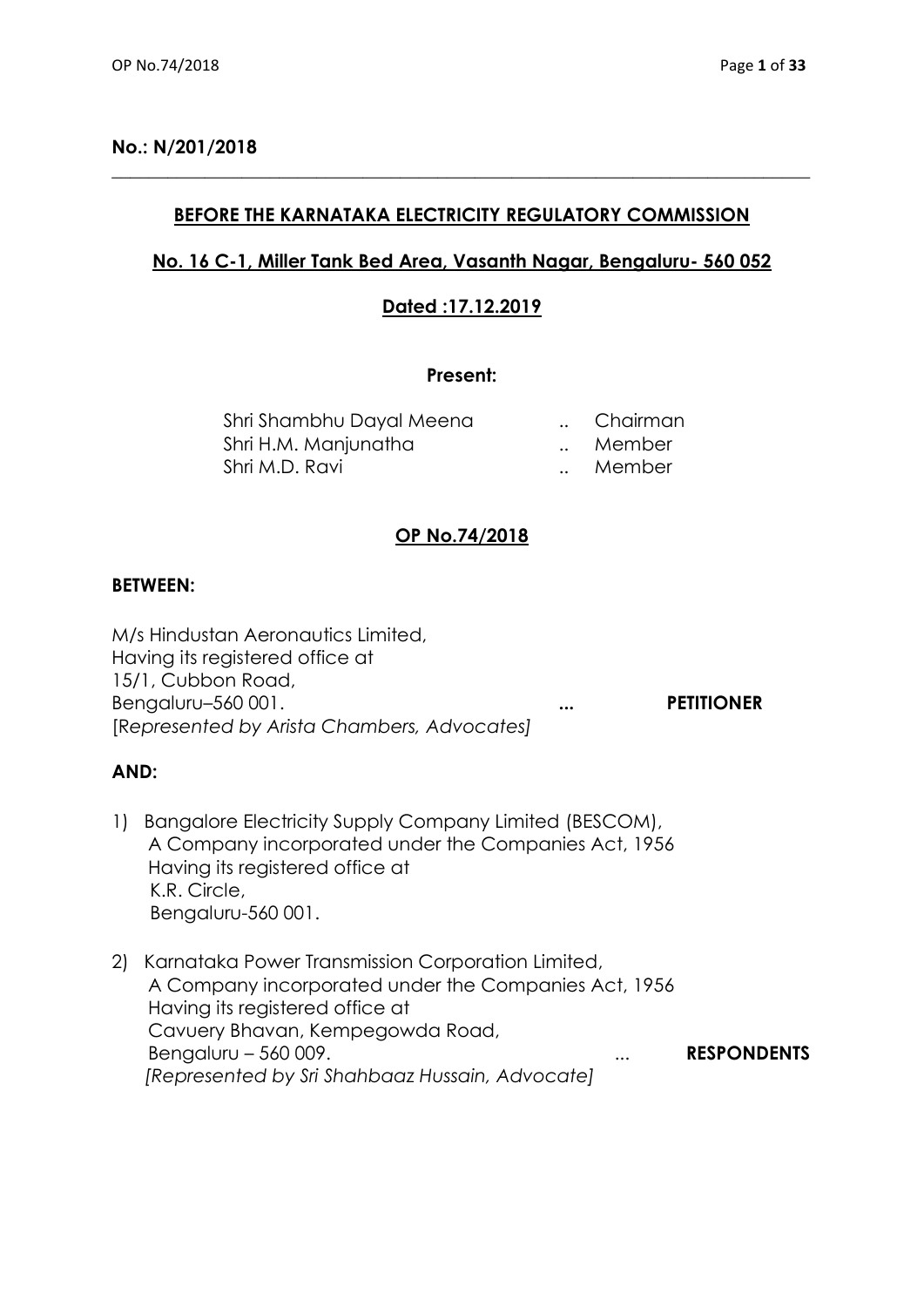**No.: N/201/2018**

---

**BEFORE THE KARNATAKA ELECTRICITY REGULATORY COMMISSION**

**No. 16 C-1, Miller Tank Bed Area, Vasanth Nagar, Bengaluru- 560 052**

**Dated :17.12.2019**

**Present:**

Shri Shambhu Dayal Meena .. Chairman
Shri H.M. Manjunatha .. Member
Shri M.D. Ravi .. Member

**OP No.74/2018**

**BETWEEN:**

M/s Hindustan Aeronautics Limited,
Having its registered office at
15/1, Cubbon Road,
Bengaluru–560 001. ... **PETITIONER**
[*Represented by Arista Chambers, Advocates]*

**AND:**

1) Bangalore Electricity Supply Company Limited (BESCOM),
A Company incorporated under the Companies Act, 1956
Having its registered office at
K.R. Circle,
Bengaluru-560 001.

2) Karnataka Power Transmission Corporation Limited,
A Company incorporated under the Companies Act, 1956
Having its registered office at
Cavuery Bhavan, Kempegowda Road,
Bengaluru – 560 009. ... **RESPONDENTS**
*[Represented by Sri Shahbaaz Hussain, Advocate]*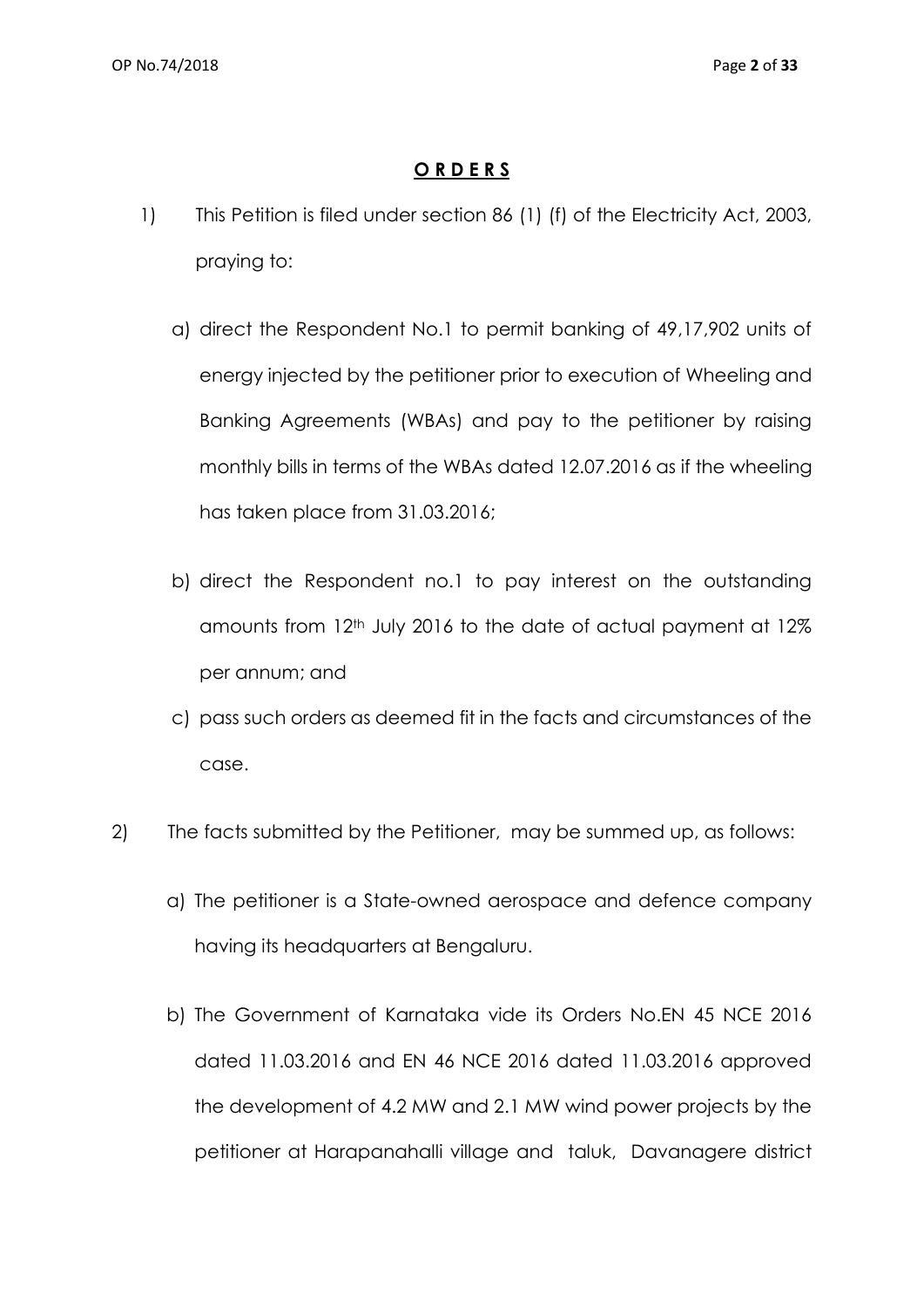## **O R D E R S**

1) This Petition is filed under section 86 (1) (f) of the Electricity Act, 2003, praying to:

   a) direct the Respondent No.1 to permit banking of 49,17,902 units of energy injected by the petitioner prior to execution of Wheeling and Banking Agreements (WBAs) and pay to the petitioner by raising monthly bills in terms of the WBAs dated 12.07.2016 as if the wheeling has taken place from 31.03.2016;

   b) direct the Respondent no.1 to pay interest on the outstanding amounts from 12th July 2016 to the date of actual payment at 12% per annum; and

   c) pass such orders as deemed fit in the facts and circumstances of the case.

2) The facts submitted by the Petitioner, may be summed up, as follows:

   a) The petitioner is a State-owned aerospace and defence company having its headquarters at Bengaluru.

   b) The Government of Karnataka vide its Orders No.EN 45 NCE 2016 dated 11.03.2016 and EN 46 NCE 2016 dated 11.03.2016 approved the development of 4.2 MW and 2.1 MW wind power projects by the petitioner at Harapanahalli village and taluk, Davanagere district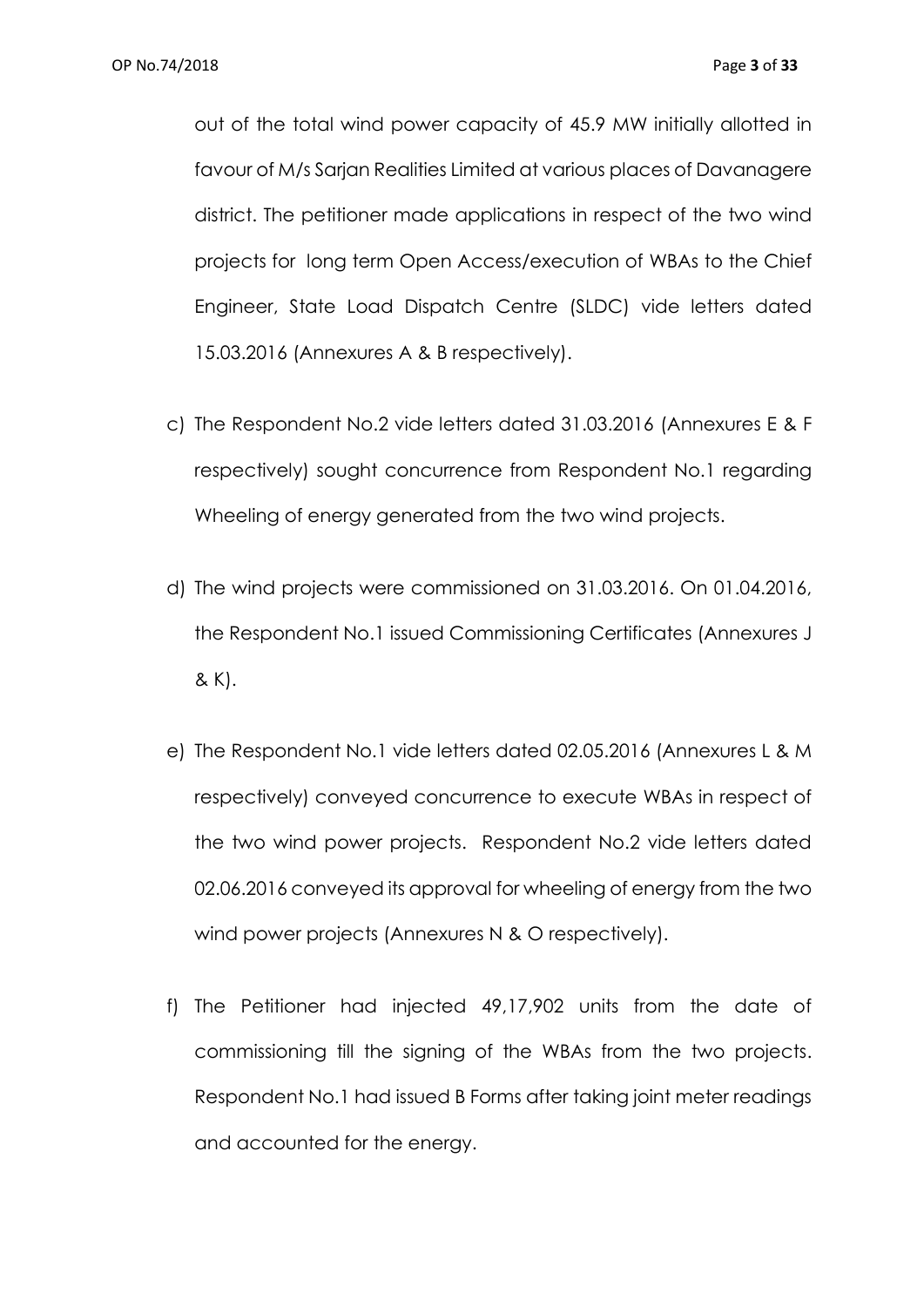out of the total wind power capacity of 45.9 MW initially allotted in favour of M/s Sarjan Realities Limited at various places of Davanagere district. The petitioner made applications in respect of the two wind projects for long term Open Access/execution of WBAs to the Chief Engineer, State Load Dispatch Centre (SLDC) vide letters dated 15.03.2016 (Annexures A & B respectively).

c) The Respondent No.2 vide letters dated 31.03.2016 (Annexures E & F respectively) sought concurrence from Respondent No.1 regarding Wheeling of energy generated from the two wind projects.

d) The wind projects were commissioned on 31.03.2016. On 01.04.2016, the Respondent No.1 issued Commissioning Certificates (Annexures J & K).

e) The Respondent No.1 vide letters dated 02.05.2016 (Annexures L & M respectively) conveyed concurrence to execute WBAs in respect of the two wind power projects. Respondent No.2 vide letters dated 02.06.2016 conveyed its approval for wheeling of energy from the two wind power projects (Annexures N & O respectively).

f) The Petitioner had injected 49,17,902 units from the date of commissioning till the signing of the WBAs from the two projects. Respondent No.1 had issued B Forms after taking joint meter readings and accounted for the energy.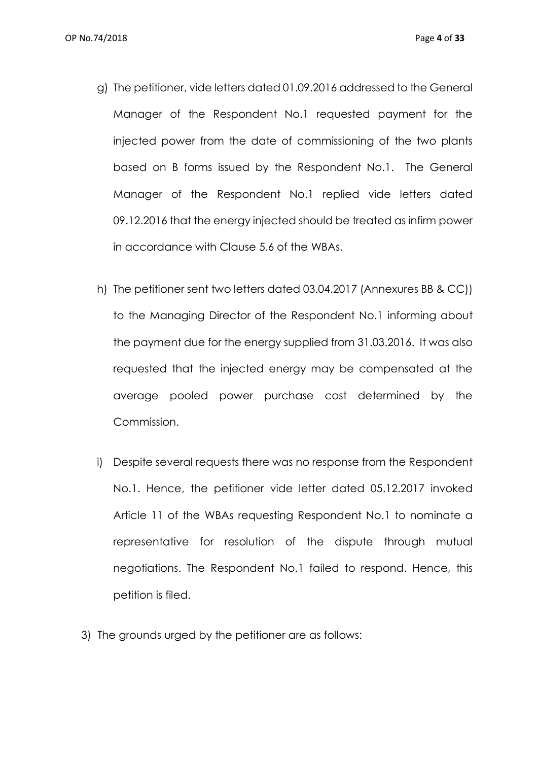g) The petitioner, vide letters dated 01.09.2016 addressed to the General Manager of the Respondent No.1 requested payment for the injected power from the date of commissioning of the two plants based on B forms issued by the Respondent No.1. The General Manager of the Respondent No.1 replied vide letters dated 09.12.2016 that the energy injected should be treated as infirm power in accordance with Clause 5.6 of the WBAs.

h) The petitioner sent two letters dated 03.04.2017 (Annexures BB & CC)) to the Managing Director of the Respondent No.1 informing about the payment due for the energy supplied from 31.03.2016. It was also requested that the injected energy may be compensated at the average pooled power purchase cost determined by the Commission.

i) Despite several requests there was no response from the Respondent No.1. Hence, the petitioner vide letter dated 05.12.2017 invoked Article 11 of the WBAs requesting Respondent No.1 to nominate a representative for resolution of the dispute through mutual negotiations. The Respondent No.1 failed to respond. Hence, this petition is filed.

3) The grounds urged by the petitioner are as follows: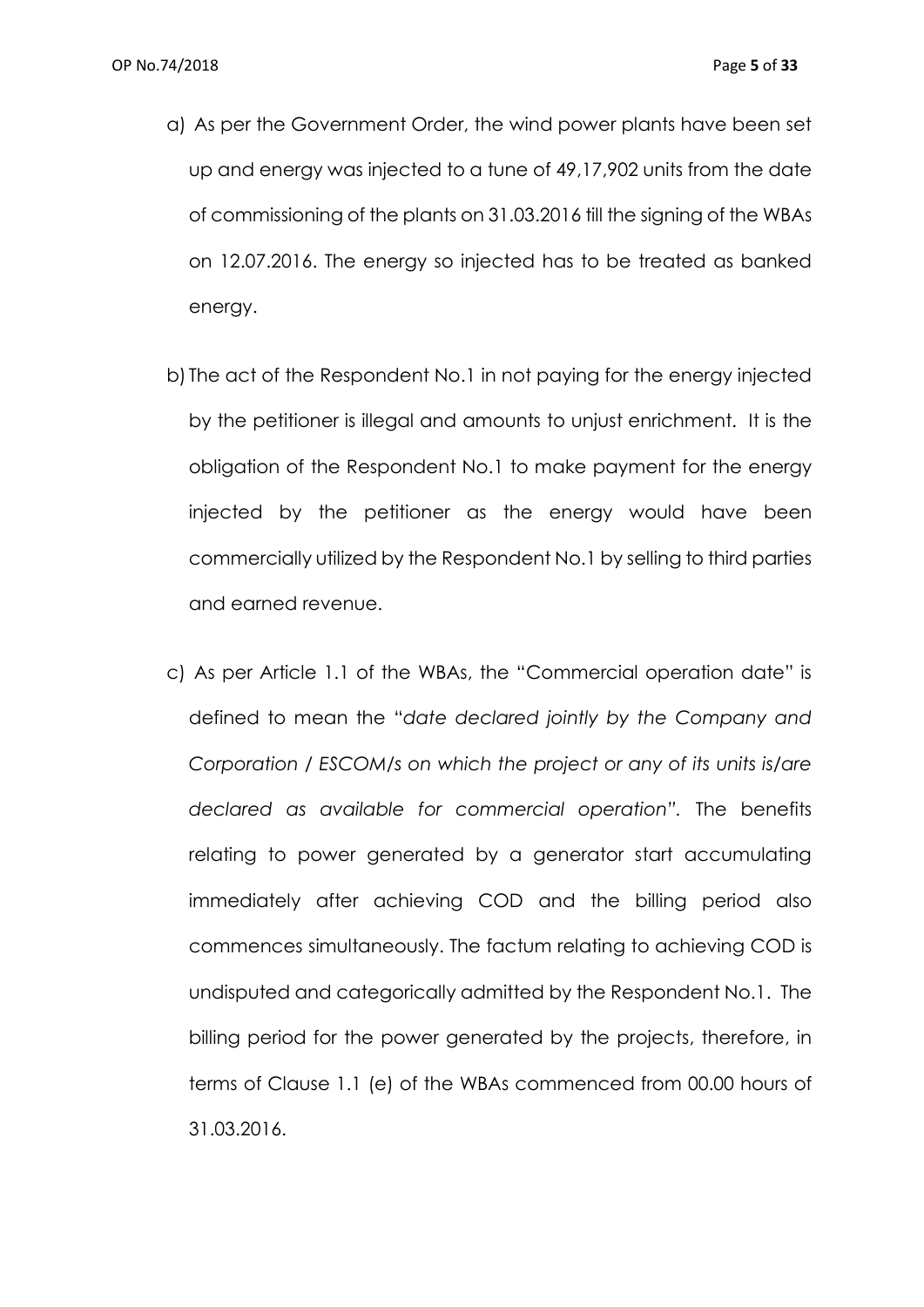a) As per the Government Order, the wind power plants have been set up and energy was injected to a tune of 49,17,902 units from the date of commissioning of the plants on 31.03.2016 till the signing of the WBAs on 12.07.2016. The energy so injected has to be treated as banked energy.

b) The act of the Respondent No.1 in not paying for the energy injected by the petitioner is illegal and amounts to unjust enrichment. It is the obligation of the Respondent No.1 to make payment for the energy injected by the petitioner as the energy would have been commercially utilized by the Respondent No.1 by selling to third parties and earned revenue.

c) As per Article 1.1 of the WBAs, the "Commercial operation date" is defined to mean the "*date declared jointly by the Company and Corporation / ESCOM/s on which the project or any of its units is/are declared as available for commercial operation*". The benefits relating to power generated by a generator start accumulating immediately after achieving COD and the billing period also commences simultaneously. The factum relating to achieving COD is undisputed and categorically admitted by the Respondent No.1. The billing period for the power generated by the projects, therefore, in terms of Clause 1.1 (e) of the WBAs commenced from 00.00 hours of 31.03.2016.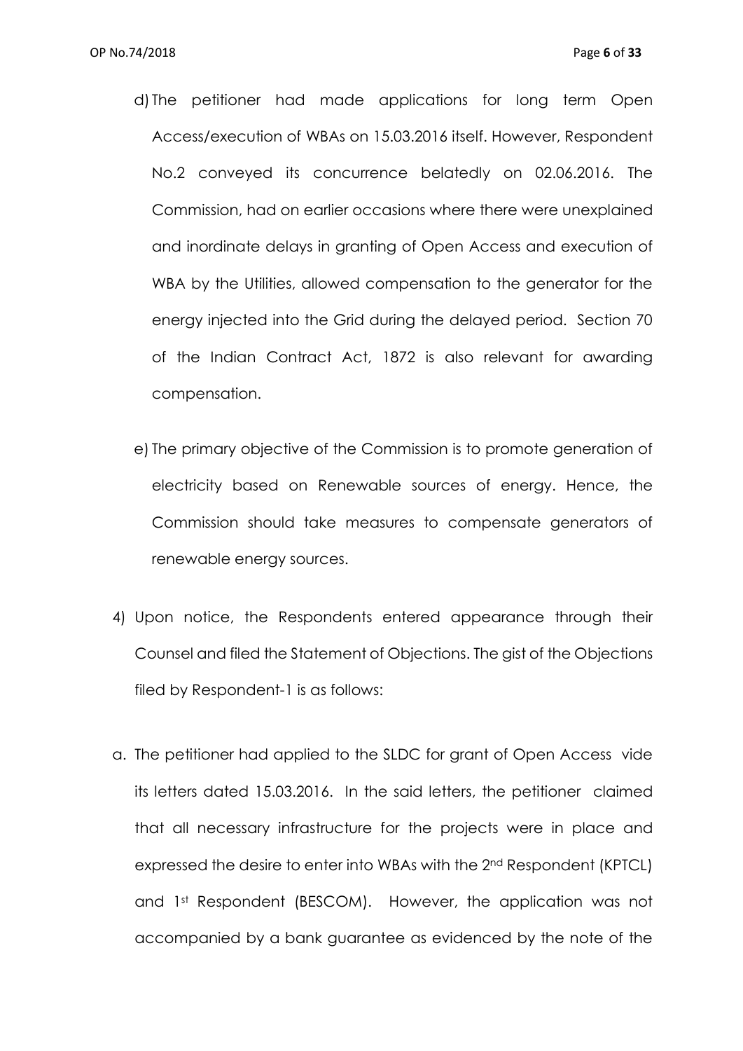d) The petitioner had made applications for long term Open Access/execution of WBAs on 15.03.2016 itself. However, Respondent No.2 conveyed its concurrence belatedly on 02.06.2016. The Commission, had on earlier occasions where there were unexplained and inordinate delays in granting of Open Access and execution of WBA by the Utilities, allowed compensation to the generator for the energy injected into the Grid during the delayed period. Section 70 of the Indian Contract Act, 1872 is also relevant for awarding compensation.

e) The primary objective of the Commission is to promote generation of electricity based on Renewable sources of energy. Hence, the Commission should take measures to compensate generators of renewable energy sources.

4) Upon notice, the Respondents entered appearance through their Counsel and filed the Statement of Objections. The gist of the Objections filed by Respondent-1 is as follows:

a. The petitioner had applied to the SLDC for grant of Open Access vide its letters dated 15.03.2016. In the said letters, the petitioner claimed that all necessary infrastructure for the projects were in place and expressed the desire to enter into WBAs with the 2nd Respondent (KPTCL) and 1st Respondent (BESCOM). However, the application was not accompanied by a bank guarantee as evidenced by the note of the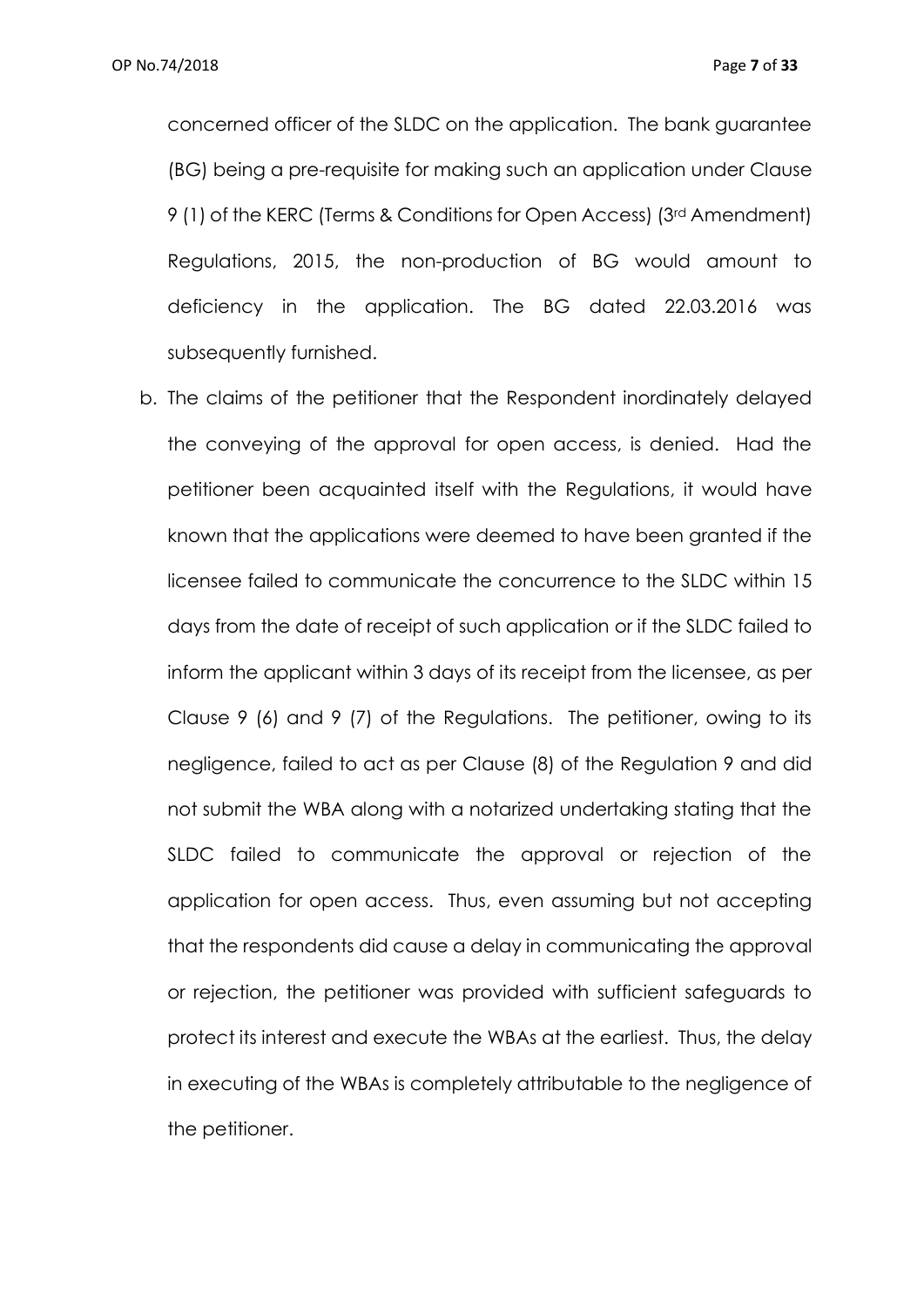concerned officer of the SLDC on the application. The bank guarantee (BG) being a pre-requisite for making such an application under Clause 9 (1) of the KERC (Terms & Conditions for Open Access) (3rd Amendment) Regulations, 2015, the non-production of BG would amount to deficiency in the application. The BG dated 22.03.2016 was subsequently furnished.

b. The claims of the petitioner that the Respondent inordinately delayed the conveying of the approval for open access, is denied. Had the petitioner been acquainted itself with the Regulations, it would have known that the applications were deemed to have been granted if the licensee failed to communicate the concurrence to the SLDC within 15 days from the date of receipt of such application or if the SLDC failed to inform the applicant within 3 days of its receipt from the licensee, as per Clause 9 (6) and 9 (7) of the Regulations. The petitioner, owing to its negligence, failed to act as per Clause (8) of the Regulation 9 and did not submit the WBA along with a notarized undertaking stating that the SLDC failed to communicate the approval or rejection of the application for open access. Thus, even assuming but not accepting that the respondents did cause a delay in communicating the approval or rejection, the petitioner was provided with sufficient safeguards to protect its interest and execute the WBAs at the earliest. Thus, the delay in executing of the WBAs is completely attributable to the negligence of the petitioner.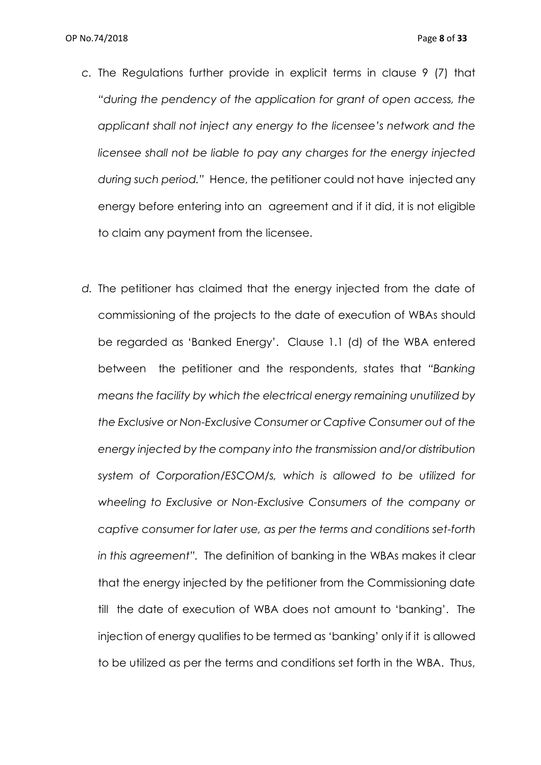c. The Regulations further provide in explicit terms in clause 9 (7) that "*during the pendency of the application for grant of open access, the applicant shall not inject any energy to the licensee's network and the licensee shall not be liable to pay any charges for the energy injected during such period.*" Hence, the petitioner could not have injected any energy before entering into an agreement and if it did, it is not eligible to claim any payment from the licensee.

d. The petitioner has claimed that the energy injected from the date of commissioning of the projects to the date of execution of WBAs should be regarded as 'Banked Energy'. Clause 1.1 (d) of the WBA entered between the petitioner and the respondents, states that "*Banking means the facility by which the electrical energy remaining unutilized by the Exclusive or Non-Exclusive Consumer or Captive Consumer out of the energy injected by the company into the transmission and/or distribution system of Corporation/ESCOM/s, which is allowed to be utilized for wheeling to Exclusive or Non-Exclusive Consumers of the company or captive consumer for later use, as per the terms and conditions set-forth in this agreement*". The definition of banking in the WBAs makes it clear that the energy injected by the petitioner from the Commissioning date till the date of execution of WBA does not amount to 'banking'. The injection of energy qualifies to be termed as 'banking' only if it is allowed to be utilized as per the terms and conditions set forth in the WBA. Thus,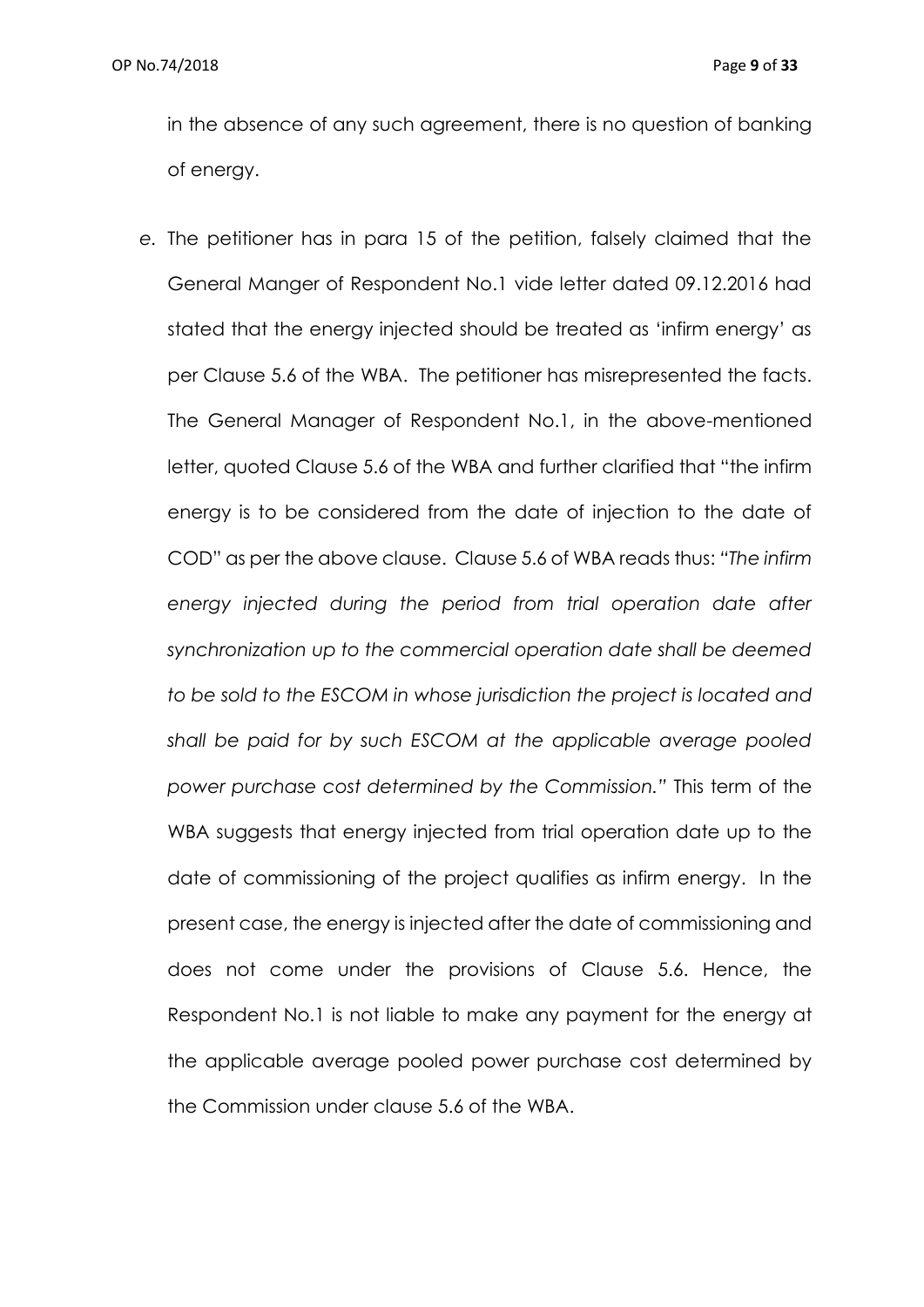in the absence of any such agreement, there is no question of banking of energy.

e. The petitioner has in para 15 of the petition, falsely claimed that the General Manger of Respondent No.1 vide letter dated 09.12.2016 had stated that the energy injected should be treated as 'infirm energy' as per Clause 5.6 of the WBA. The petitioner has misrepresented the facts. The General Manager of Respondent No.1, in the above-mentioned letter, quoted Clause 5.6 of the WBA and further clarified that "the infirm energy is to be considered from the date of injection to the date of COD" as per the above clause. Clause 5.6 of WBA reads thus: *"The infirm energy injected during the period from trial operation date after synchronization up to the commercial operation date shall be deemed to be sold to the ESCOM in whose jurisdiction the project is located and shall be paid for by such ESCOM at the applicable average pooled power purchase cost determined by the Commission."* This term of the WBA suggests that energy injected from trial operation date up to the date of commissioning of the project qualifies as infirm energy. In the present case, the energy is injected after the date of commissioning and does not come under the provisions of Clause 5.6. Hence, the Respondent No.1 is not liable to make any payment for the energy at the applicable average pooled power purchase cost determined by the Commission under clause 5.6 of the WBA.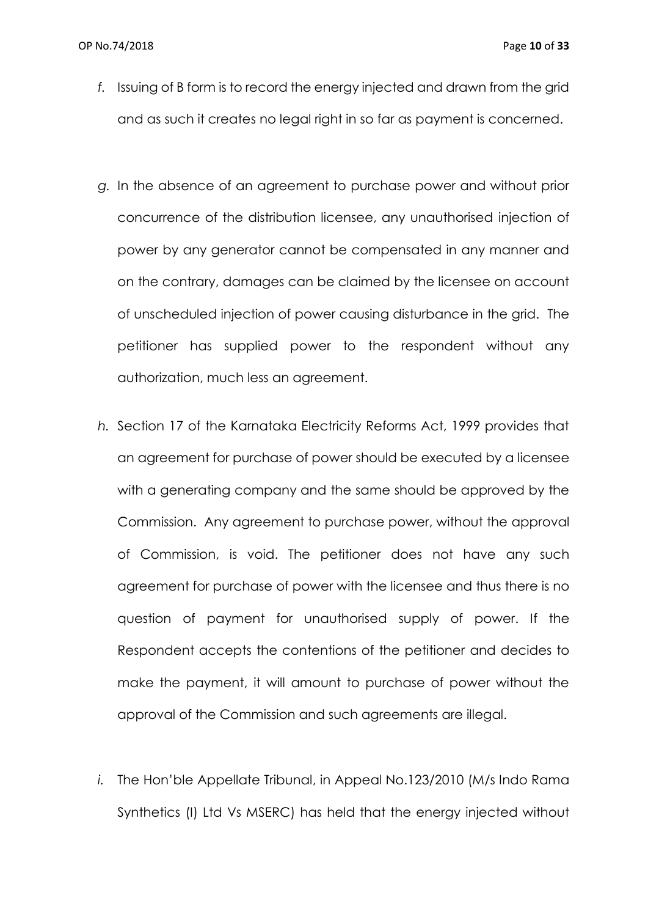*f.* Issuing of B form is to record the energy injected and drawn from the grid and as such it creates no legal right in so far as payment is concerned.

*g.* In the absence of an agreement to purchase power and without prior concurrence of the distribution licensee, any unauthorised injection of power by any generator cannot be compensated in any manner and on the contrary, damages can be claimed by the licensee on account of unscheduled injection of power causing disturbance in the grid. The petitioner has supplied power to the respondent without any authorization, much less an agreement.

*h.* Section 17 of the Karnataka Electricity Reforms Act, 1999 provides that an agreement for purchase of power should be executed by a licensee with a generating company and the same should be approved by the Commission. Any agreement to purchase power, without the approval of Commission, is void. The petitioner does not have any such agreement for purchase of power with the licensee and thus there is no question of payment for unauthorised supply of power. If the Respondent accepts the contentions of the petitioner and decides to make the payment, it will amount to purchase of power without the approval of the Commission and such agreements are illegal.

*i.* The Hon'ble Appellate Tribunal, in Appeal No.123/2010 (M/s Indo Rama Synthetics (I) Ltd Vs MSERC) has held that the energy injected without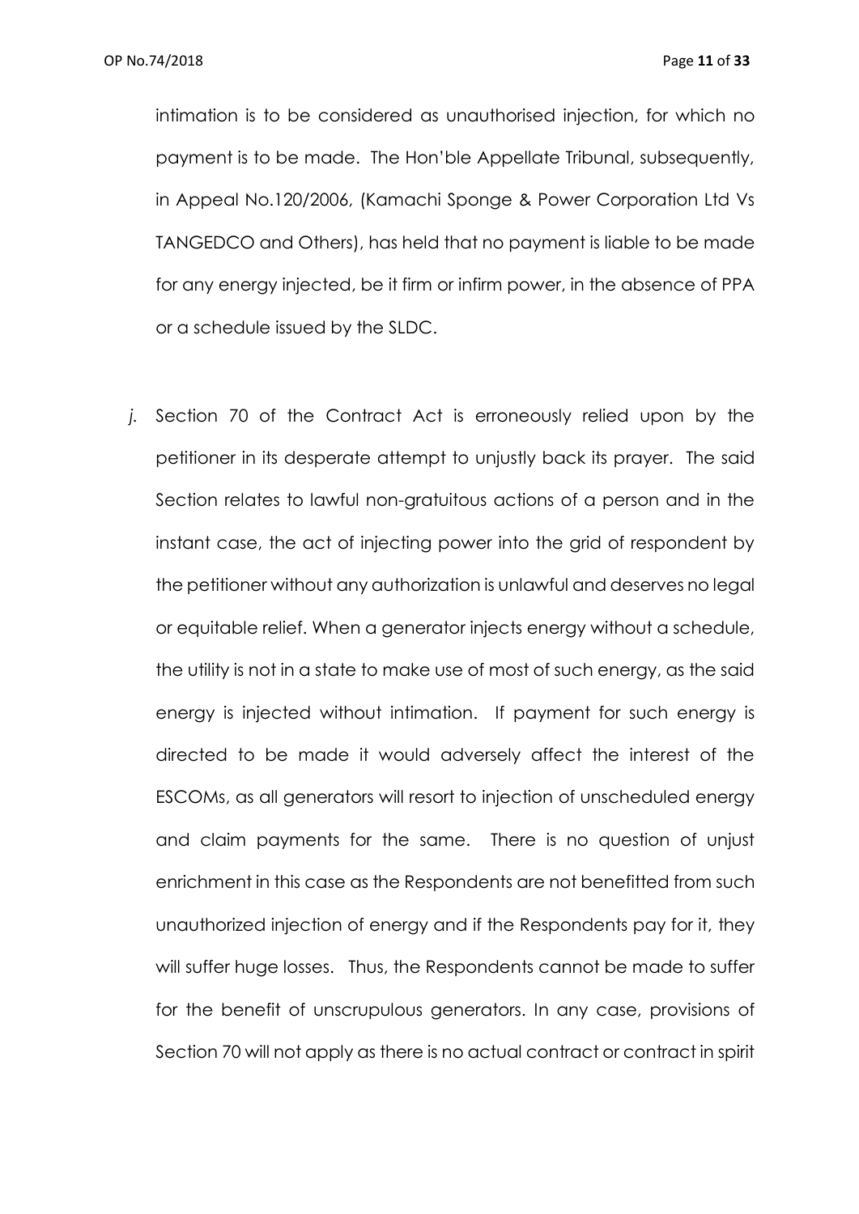intimation is to be considered as unauthorised injection, for which no payment is to be made. The Hon'ble Appellate Tribunal, subsequently, in Appeal No.120/2006, (Kamachi Sponge & Power Corporation Ltd Vs TANGEDCO and Others), has held that no payment is liable to be made for any energy injected, be it firm or infirm power, in the absence of PPA or a schedule issued by the SLDC.

*j.* Section 70 of the Contract Act is erroneously relied upon by the petitioner in its desperate attempt to unjustly back its prayer. The said Section relates to lawful non-gratuitous actions of a person and in the instant case, the act of injecting power into the grid of respondent by the petitioner without any authorization is unlawful and deserves no legal or equitable relief. When a generator injects energy without a schedule, the utility is not in a state to make use of most of such energy, as the said energy is injected without intimation. If payment for such energy is directed to be made it would adversely affect the interest of the ESCOMs, as all generators will resort to injection of unscheduled energy and claim payments for the same. There is no question of unjust enrichment in this case as the Respondents are not benefitted from such unauthorized injection of energy and if the Respondents pay for it, they will suffer huge losses. Thus, the Respondents cannot be made to suffer for the benefit of unscrupulous generators. In any case, provisions of Section 70 will not apply as there is no actual contract or contract in spirit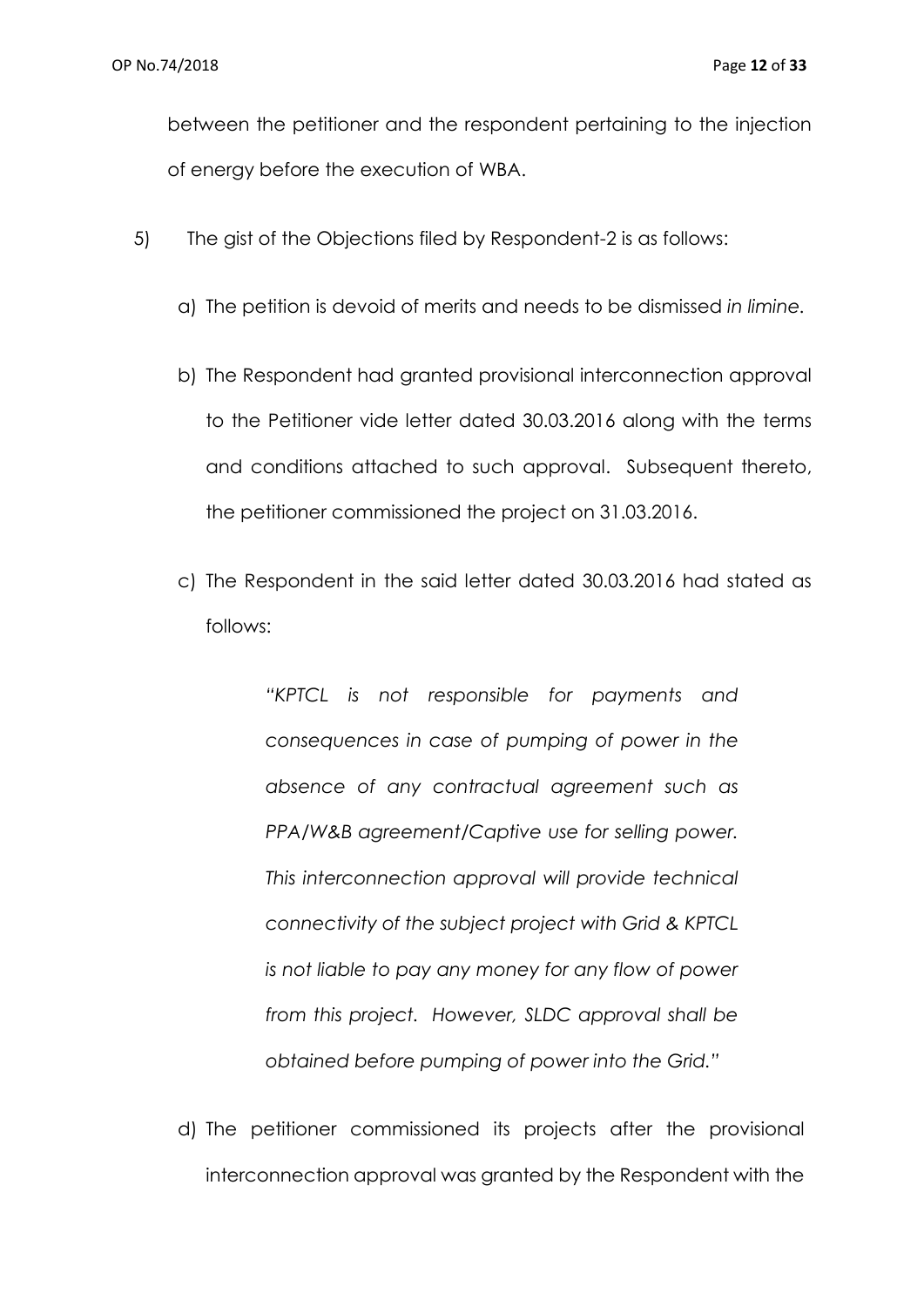between the petitioner and the respondent pertaining to the injection of energy before the execution of WBA.

5) The gist of the Objections filed by Respondent-2 is as follows:

   a) The petition is devoid of merits and needs to be dismissed *in limine*.

   b) The Respondent had granted provisional interconnection approval to the Petitioner vide letter dated 30.03.2016 along with the terms and conditions attached to such approval. Subsequent thereto, the petitioner commissioned the project on 31.03.2016.

   c) The Respondent in the said letter dated 30.03.2016 had stated as follows:

      > *"KPTCL is not responsible for payments and consequences in case of pumping of power in the absence of any contractual agreement such as PPA/W&B agreement/Captive use for selling power. This interconnection approval will provide technical connectivity of the subject project with Grid & KPTCL is not liable to pay any money for any flow of power from this project. However, SLDC approval shall be obtained before pumping of power into the Grid."*

   d) The petitioner commissioned its projects after the provisional interconnection approval was granted by the Respondent with the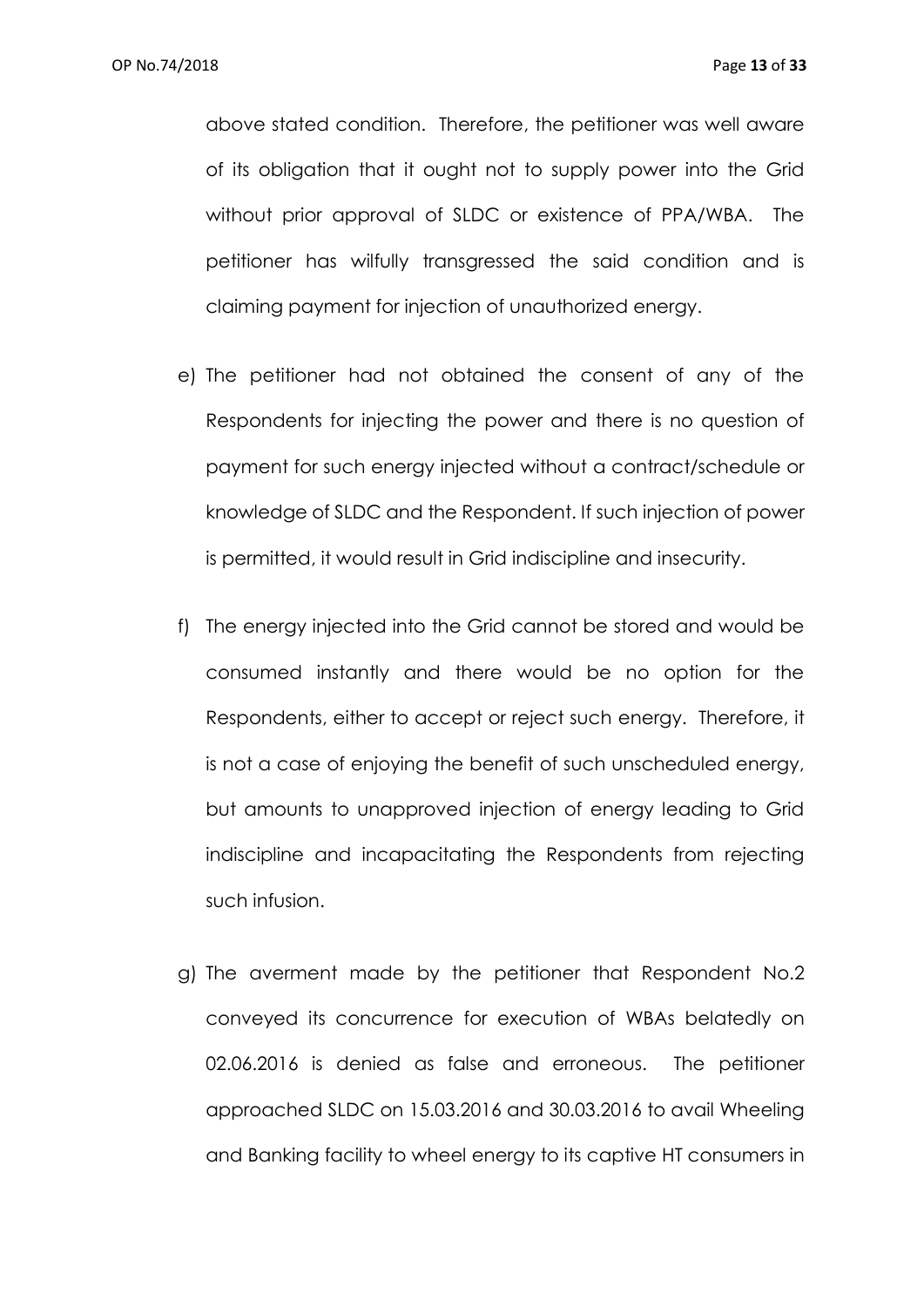above stated condition. Therefore, the petitioner was well aware of its obligation that it ought not to supply power into the Grid without prior approval of SLDC or existence of PPA/WBA. The petitioner has wilfully transgressed the said condition and is claiming payment for injection of unauthorized energy.

e) The petitioner had not obtained the consent of any of the Respondents for injecting the power and there is no question of payment for such energy injected without a contract/schedule or knowledge of SLDC and the Respondent. If such injection of power is permitted, it would result in Grid indiscipline and insecurity.

f) The energy injected into the Grid cannot be stored and would be consumed instantly and there would be no option for the Respondents, either to accept or reject such energy. Therefore, it is not a case of enjoying the benefit of such unscheduled energy, but amounts to unapproved injection of energy leading to Grid indiscipline and incapacitating the Respondents from rejecting such infusion.

g) The averment made by the petitioner that Respondent No.2 conveyed its concurrence for execution of WBAs belatedly on 02.06.2016 is denied as false and erroneous. The petitioner approached SLDC on 15.03.2016 and 30.03.2016 to avail Wheeling and Banking facility to wheel energy to its captive HT consumers in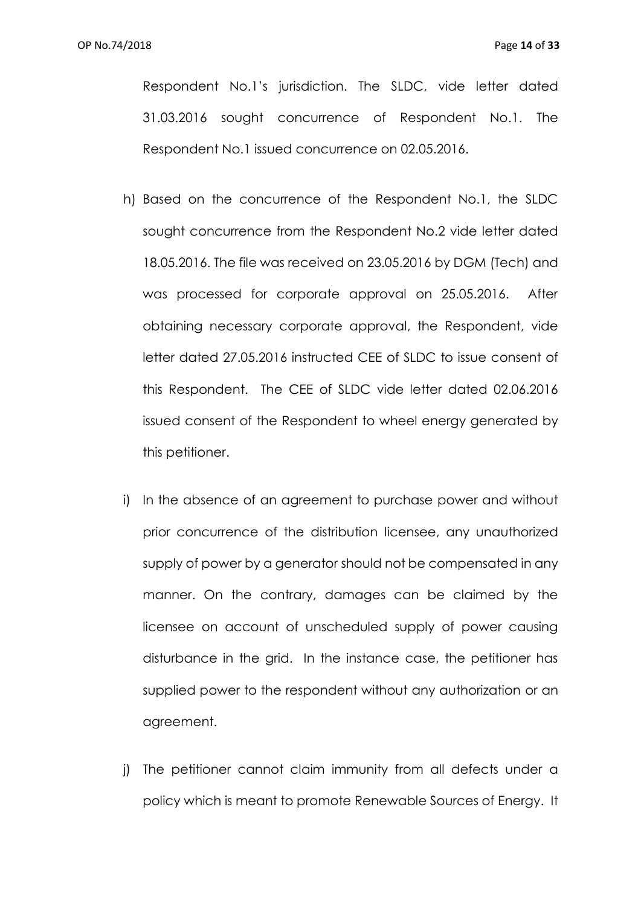Respondent No.1's jurisdiction. The SLDC, vide letter dated 31.03.2016 sought concurrence of Respondent No.1. The Respondent No.1 issued concurrence on 02.05.2016.

h) Based on the concurrence of the Respondent No.1, the SLDC sought concurrence from the Respondent No.2 vide letter dated 18.05.2016. The file was received on 23.05.2016 by DGM (Tech) and was processed for corporate approval on 25.05.2016. After obtaining necessary corporate approval, the Respondent, vide letter dated 27.05.2016 instructed CEE of SLDC to issue consent of this Respondent. The CEE of SLDC vide letter dated 02.06.2016 issued consent of the Respondent to wheel energy generated by this petitioner.

i) In the absence of an agreement to purchase power and without prior concurrence of the distribution licensee, any unauthorized supply of power by a generator should not be compensated in any manner. On the contrary, damages can be claimed by the licensee on account of unscheduled supply of power causing disturbance in the grid. In the instance case, the petitioner has supplied power to the respondent without any authorization or an agreement.

j) The petitioner cannot claim immunity from all defects under a policy which is meant to promote Renewable Sources of Energy. It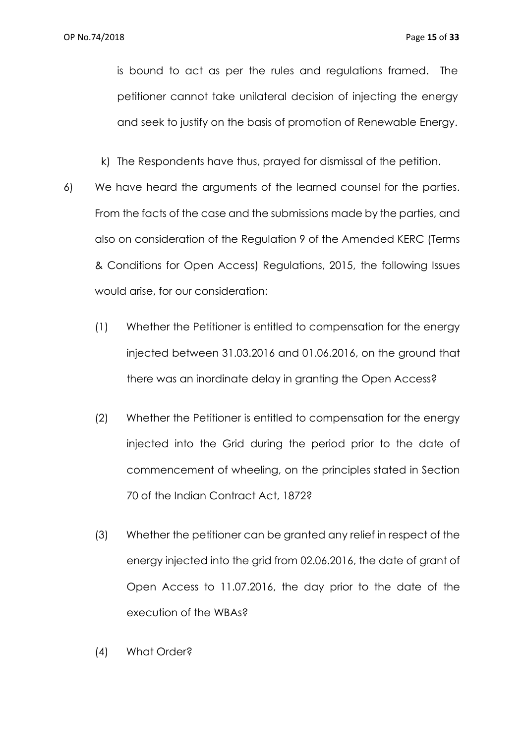is bound to act as per the rules and regulations framed. The petitioner cannot take unilateral decision of injecting the energy and seek to justify on the basis of promotion of Renewable Energy.

k) The Respondents have thus, prayed for dismissal of the petition.

6) We have heard the arguments of the learned counsel for the parties. From the facts of the case and the submissions made by the parties, and also on consideration of the Regulation 9 of the Amended KERC (Terms & Conditions for Open Access) Regulations, 2015, the following Issues would arise, for our consideration:

   (1) Whether the Petitioner is entitled to compensation for the energy injected between 31.03.2016 and 01.06.2016, on the ground that there was an inordinate delay in granting the Open Access?

   (2) Whether the Petitioner is entitled to compensation for the energy injected into the Grid during the period prior to the date of commencement of wheeling, on the principles stated in Section 70 of the Indian Contract Act, 1872?

   (3) Whether the petitioner can be granted any relief in respect of the energy injected into the grid from 02.06.2016, the date of grant of Open Access to 11.07.2016, the day prior to the date of the execution of the WBAs?

   (4) What Order?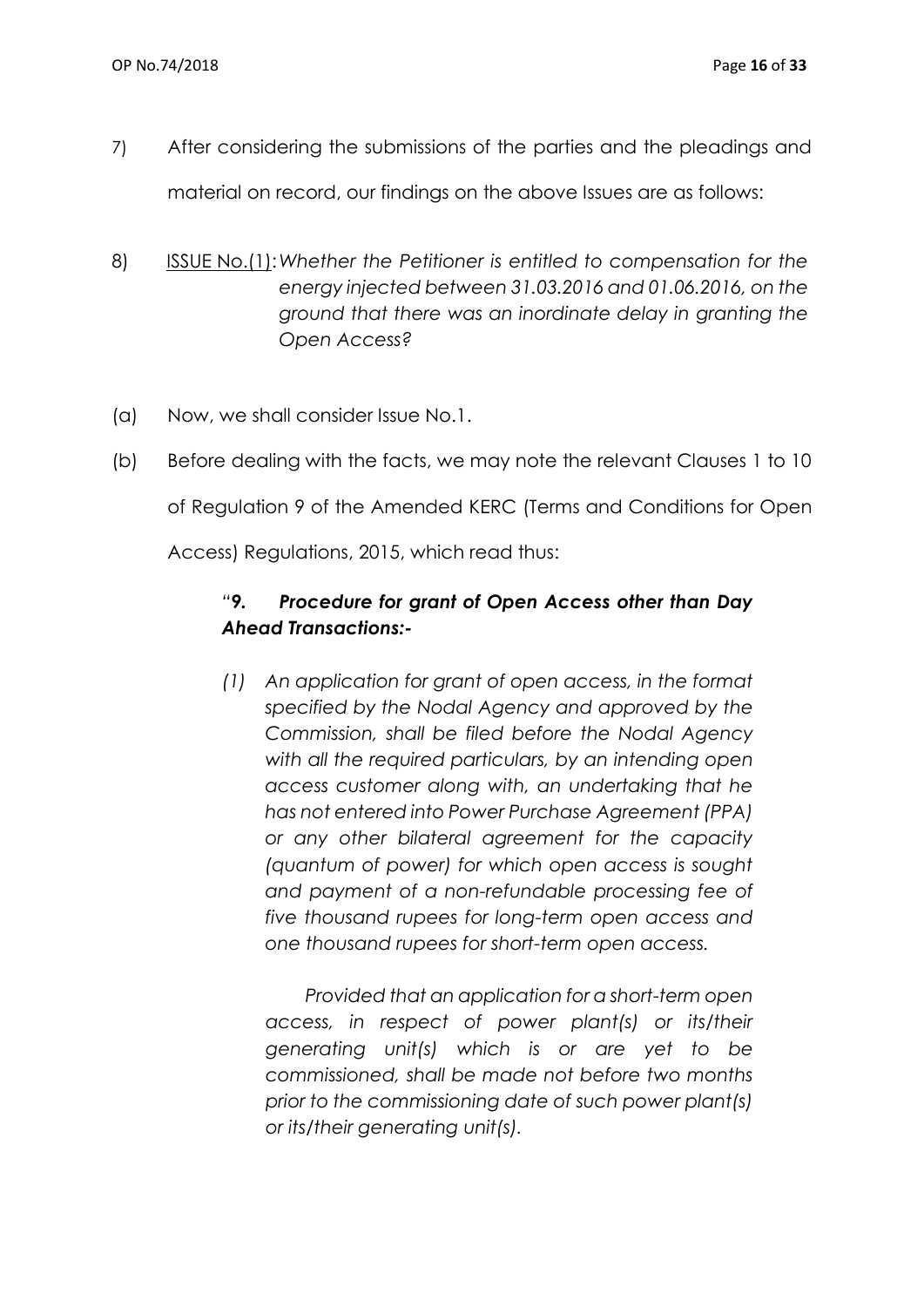7) After considering the submissions of the parties and the pleadings and material on record, our findings on the above Issues are as follows:

8) ISSUE No.(1): *Whether the Petitioner is entitled to compensation for the energy injected between 31.03.2016 and 01.06.2016, on the ground that there was an inordinate delay in granting the Open Access?*

(a) Now, we shall consider Issue No.1.

(b) Before dealing with the facts, we may note the relevant Clauses 1 to 10 of Regulation 9 of the Amended KERC (Terms and Conditions for Open Access) Regulations, 2015, which read thus:

> "***9. Procedure for grant of Open Access other than Day Ahead Transactions:-***
>
> *(1) An application for grant of open access, in the format specified by the Nodal Agency and approved by the Commission, shall be filed before the Nodal Agency with all the required particulars, by an intending open access customer along with, an undertaking that he has not entered into Power Purchase Agreement (PPA) or any other bilateral agreement for the capacity (quantum of power) for which open access is sought and payment of a non-refundable processing fee of five thousand rupees for long-term open access and one thousand rupees for short-term open access.*
>
> *Provided that an application for a short-term open access, in respect of power plant(s) or its/their generating unit(s) which is or are yet to be commissioned, shall be made not before two months prior to the commissioning date of such power plant(s) or its/their generating unit(s).*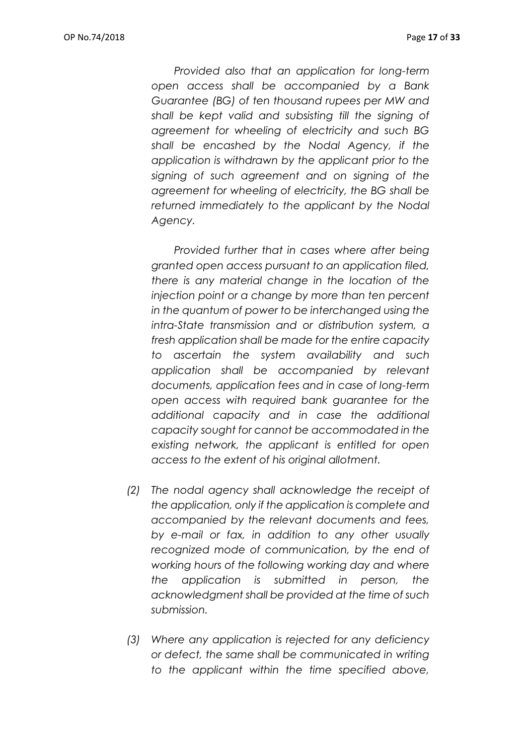*Provided also that an application for long-term open access shall be accompanied by a Bank Guarantee (BG) of ten thousand rupees per MW and shall be kept valid and subsisting till the signing of agreement for wheeling of electricity and such BG shall be encashed by the Nodal Agency, if the application is withdrawn by the applicant prior to the signing of such agreement and on signing of the agreement for wheeling of electricity, the BG shall be returned immediately to the applicant by the Nodal Agency.*

*Provided further that in cases where after being granted open access pursuant to an application filed, there is any material change in the location of the injection point or a change by more than ten percent in the quantum of power to be interchanged using the intra-State transmission and or distribution system, a fresh application shall be made for the entire capacity to ascertain the system availability and such application shall be accompanied by relevant documents, application fees and in case of long-term open access with required bank guarantee for the additional capacity and in case the additional capacity sought for cannot be accommodated in the existing network, the applicant is entitled for open access to the extent of his original allotment.*

*(2) The nodal agency shall acknowledge the receipt of the application, only if the application is complete and accompanied by the relevant documents and fees, by e-mail or fax, in addition to any other usually recognized mode of communication, by the end of working hours of the following working day and where the application is submitted in person, the acknowledgment shall be provided at the time of such submission.*

*(3) Where any application is rejected for any deficiency or defect, the same shall be communicated in writing to the applicant within the time specified above,*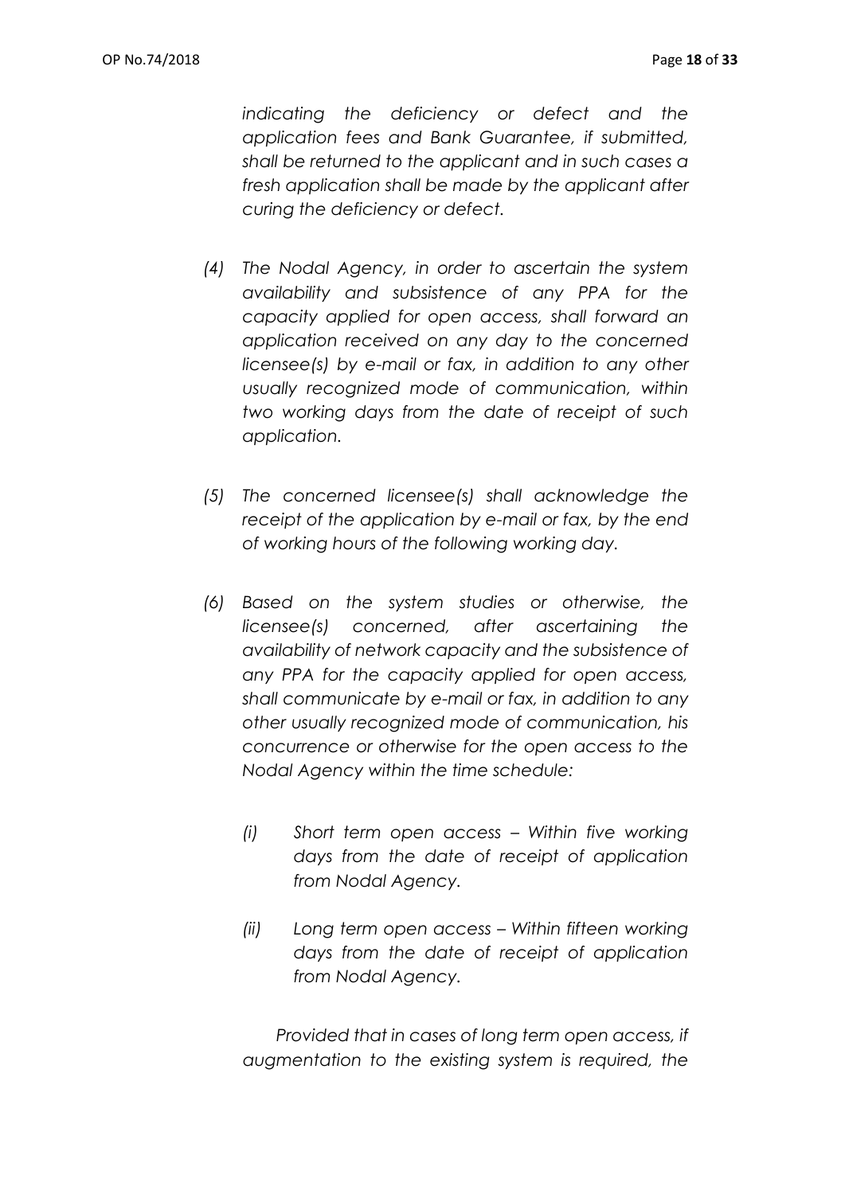*indicating the deficiency or defect and the application fees and Bank Guarantee, if submitted, shall be returned to the applicant and in such cases a fresh application shall be made by the applicant after curing the deficiency or defect.*

*(4) The Nodal Agency, in order to ascertain the system availability and subsistence of any PPA for the capacity applied for open access, shall forward an application received on any day to the concerned licensee(s) by e-mail or fax, in addition to any other usually recognized mode of communication, within two working days from the date of receipt of such application.*

*(5) The concerned licensee(s) shall acknowledge the receipt of the application by e-mail or fax, by the end of working hours of the following working day.*

*(6) Based on the system studies or otherwise, the licensee(s) concerned, after ascertaining the availability of network capacity and the subsistence of any PPA for the capacity applied for open access, shall communicate by e-mail or fax, in addition to any other usually recognized mode of communication, his concurrence or otherwise for the open access to the Nodal Agency within the time schedule:*

*(i) Short term open access – Within five working days from the date of receipt of application from Nodal Agency.*

*(ii) Long term open access – Within fifteen working days from the date of receipt of application from Nodal Agency.*

*Provided that in cases of long term open access, if augmentation to the existing system is required, the*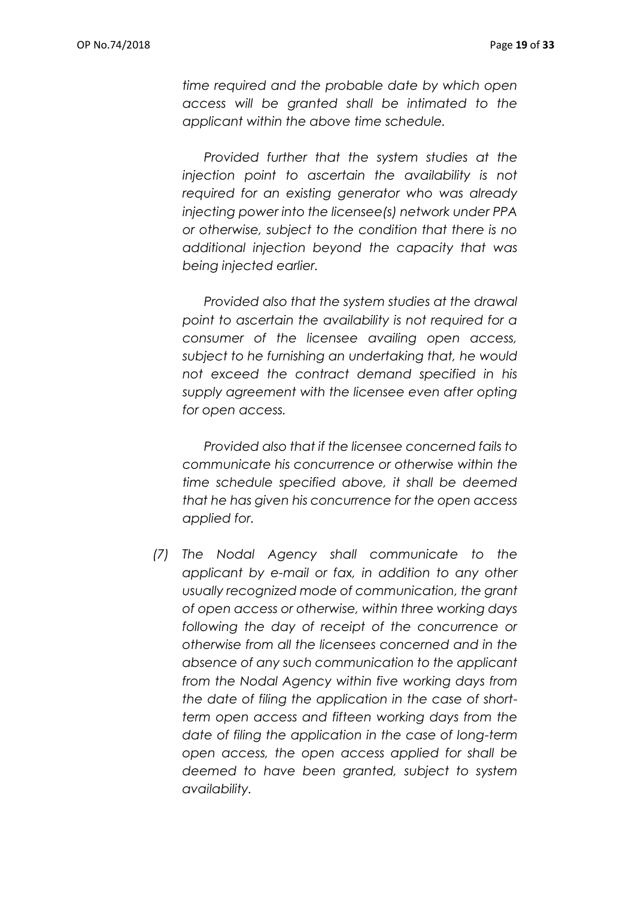*time required and the probable date by which open access will be granted shall be intimated to the applicant within the above time schedule.*

*Provided further that the system studies at the injection point to ascertain the availability is not required for an existing generator who was already injecting power into the licensee(s) network under PPA or otherwise, subject to the condition that there is no additional injection beyond the capacity that was being injected earlier.*

*Provided also that the system studies at the drawal point to ascertain the availability is not required for a consumer of the licensee availing open access, subject to he furnishing an undertaking that, he would not exceed the contract demand specified in his supply agreement with the licensee even after opting for open access.*

*Provided also that if the licensee concerned fails to communicate his concurrence or otherwise within the time schedule specified above, it shall be deemed that he has given his concurrence for the open access applied for.*

*(7) The Nodal Agency shall communicate to the applicant by e-mail or fax, in addition to any other usually recognized mode of communication, the grant of open access or otherwise, within three working days following the day of receipt of the concurrence or otherwise from all the licensees concerned and in the absence of any such communication to the applicant from the Nodal Agency within five working days from the date of filing the application in the case of short-term open access and fifteen working days from the date of filing the application in the case of long-term open access, the open access applied for shall be deemed to have been granted, subject to system availability.*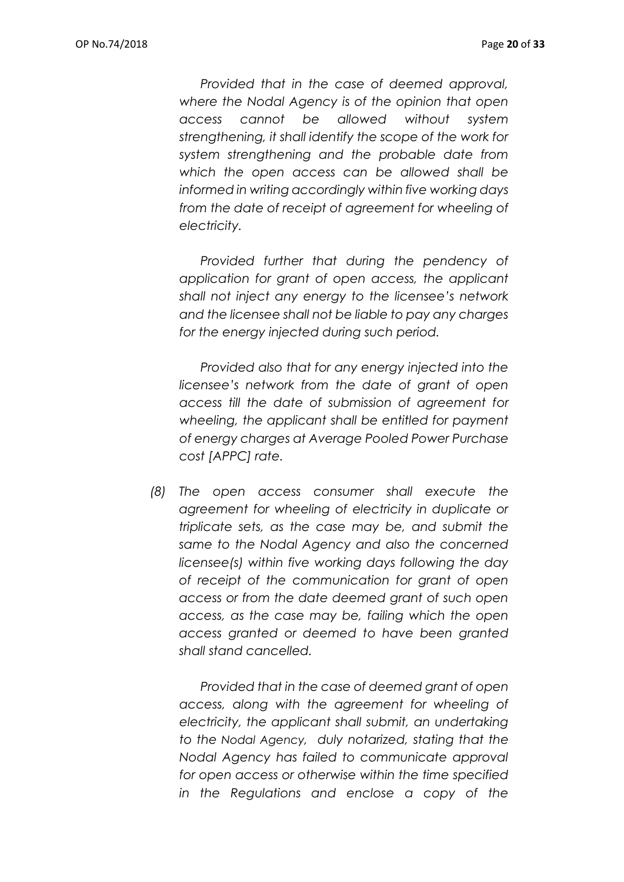*Provided that in the case of deemed approval, where the Nodal Agency is of the opinion that open access cannot be allowed without system strengthening, it shall identify the scope of the work for system strengthening and the probable date from which the open access can be allowed shall be informed in writing accordingly within five working days from the date of receipt of agreement for wheeling of electricity.*

*Provided further that during the pendency of application for grant of open access, the applicant shall not inject any energy to the licensee's network and the licensee shall not be liable to pay any charges for the energy injected during such period.*

*Provided also that for any energy injected into the licensee's network from the date of grant of open access till the date of submission of agreement for wheeling, the applicant shall be entitled for payment of energy charges at Average Pooled Power Purchase cost [APPC] rate.*

*(8) The open access consumer shall execute the agreement for wheeling of electricity in duplicate or triplicate sets, as the case may be, and submit the same to the Nodal Agency and also the concerned licensee(s) within five working days following the day of receipt of the communication for grant of open access or from the date deemed grant of such open access, as the case may be, failing which the open access granted or deemed to have been granted shall stand cancelled.*

*Provided that in the case of deemed grant of open access, along with the agreement for wheeling of electricity, the applicant shall submit, an undertaking to the Nodal Agency, duly notarized, stating that the Nodal Agency has failed to communicate approval for open access or otherwise within the time specified in the Regulations and enclose a copy of the*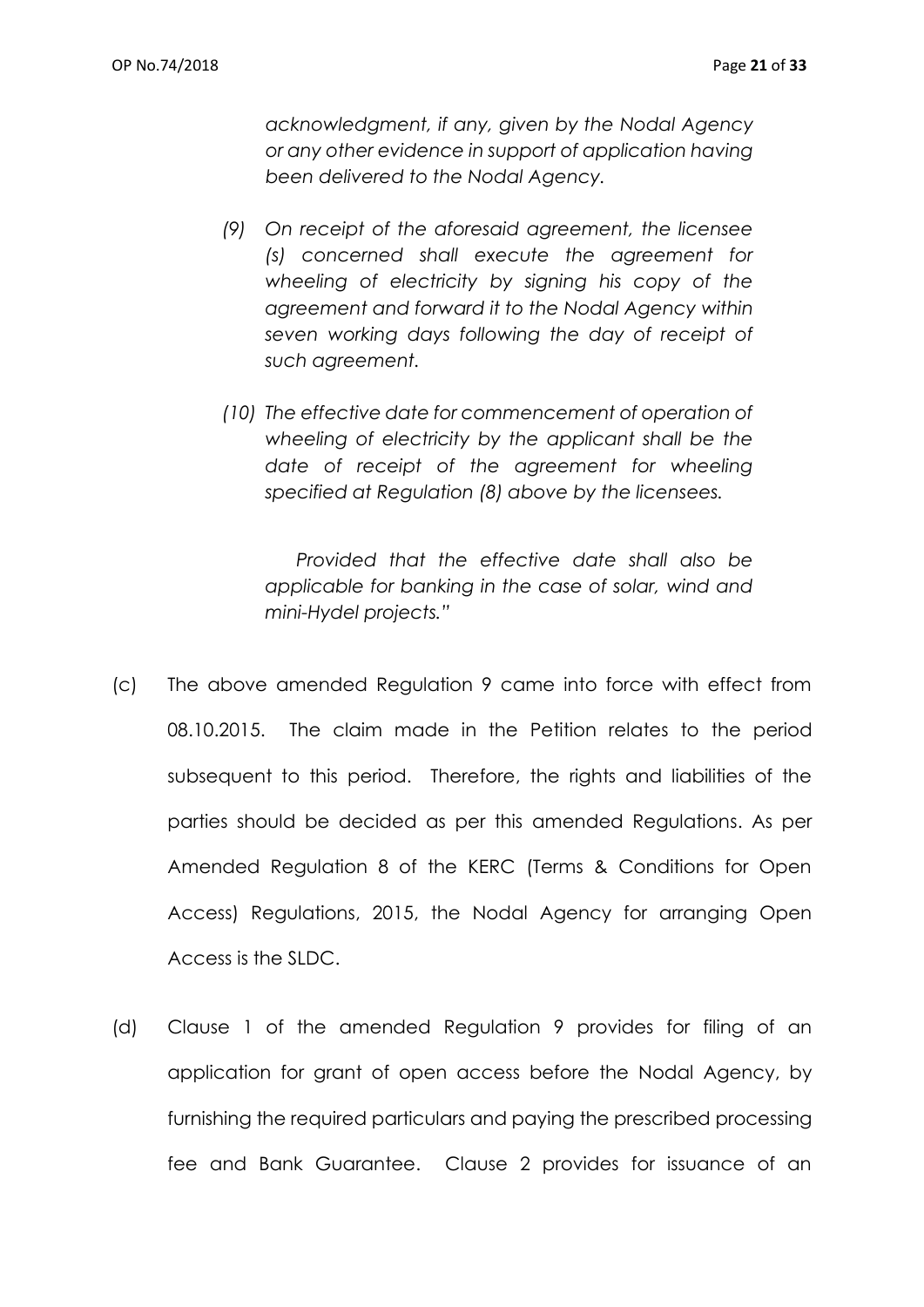*acknowledgment, if any, given by the Nodal Agency or any other evidence in support of application having been delivered to the Nodal Agency.*

*(9) On receipt of the aforesaid agreement, the licensee (s) concerned shall execute the agreement for wheeling of electricity by signing his copy of the agreement and forward it to the Nodal Agency within seven working days following the day of receipt of such agreement.*

*(10) The effective date for commencement of operation of wheeling of electricity by the applicant shall be the date of receipt of the agreement for wheeling specified at Regulation (8) above by the licensees.*

*Provided that the effective date shall also be applicable for banking in the case of solar, wind and mini-Hydel projects."*

(c) The above amended Regulation 9 came into force with effect from 08.10.2015. The claim made in the Petition relates to the period subsequent to this period. Therefore, the rights and liabilities of the parties should be decided as per this amended Regulations. As per Amended Regulation 8 of the KERC (Terms & Conditions for Open Access) Regulations, 2015, the Nodal Agency for arranging Open Access is the SLDC.

(d) Clause 1 of the amended Regulation 9 provides for filing of an application for grant of open access before the Nodal Agency, by furnishing the required particulars and paying the prescribed processing fee and Bank Guarantee. Clause 2 provides for issuance of an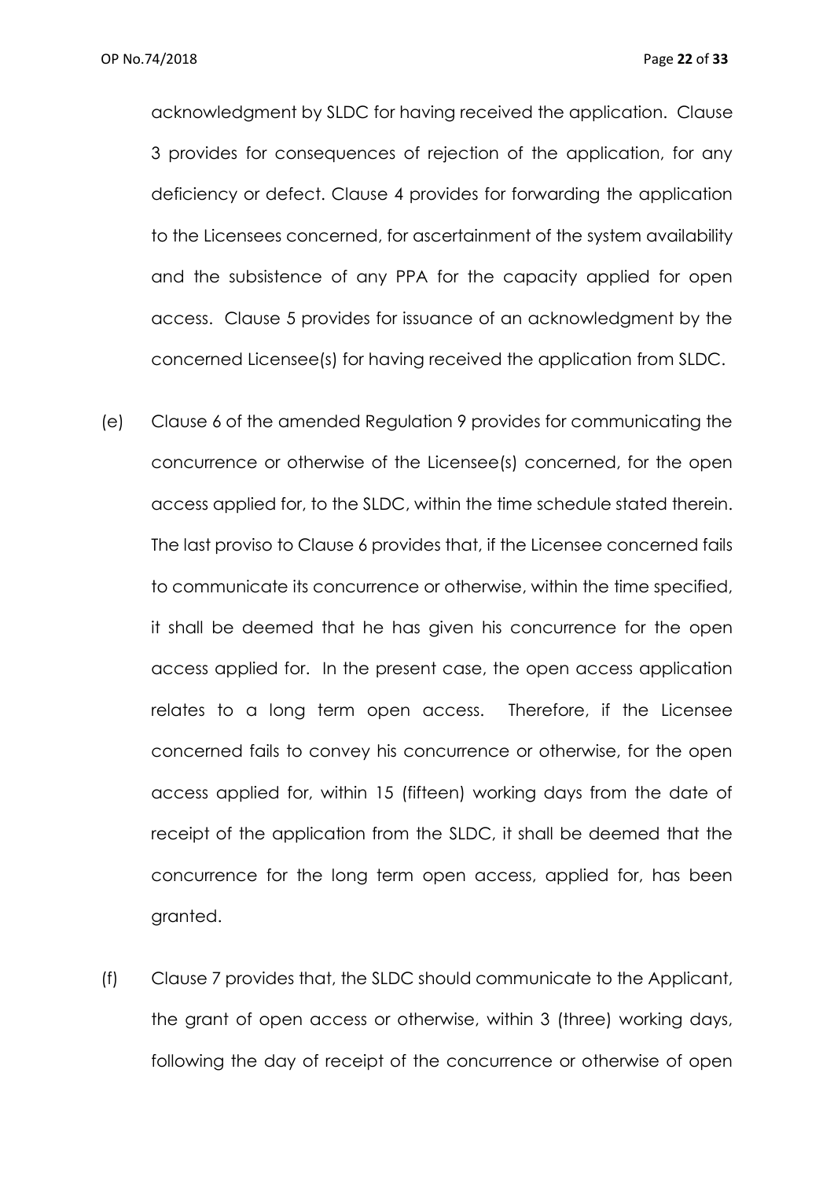acknowledgment by SLDC for having received the application. Clause 3 provides for consequences of rejection of the application, for any deficiency or defect. Clause 4 provides for forwarding the application to the Licensees concerned, for ascertainment of the system availability and the subsistence of any PPA for the capacity applied for open access. Clause 5 provides for issuance of an acknowledgment by the concerned Licensee(s) for having received the application from SLDC.

(e) Clause 6 of the amended Regulation 9 provides for communicating the concurrence or otherwise of the Licensee(s) concerned, for the open access applied for, to the SLDC, within the time schedule stated therein. The last proviso to Clause 6 provides that, if the Licensee concerned fails to communicate its concurrence or otherwise, within the time specified, it shall be deemed that he has given his concurrence for the open access applied for. In the present case, the open access application relates to a long term open access. Therefore, if the Licensee concerned fails to convey his concurrence or otherwise, for the open access applied for, within 15 (fifteen) working days from the date of receipt of the application from the SLDC, it shall be deemed that the concurrence for the long term open access, applied for, has been granted.

(f) Clause 7 provides that, the SLDC should communicate to the Applicant, the grant of open access or otherwise, within 3 (three) working days, following the day of receipt of the concurrence or otherwise of open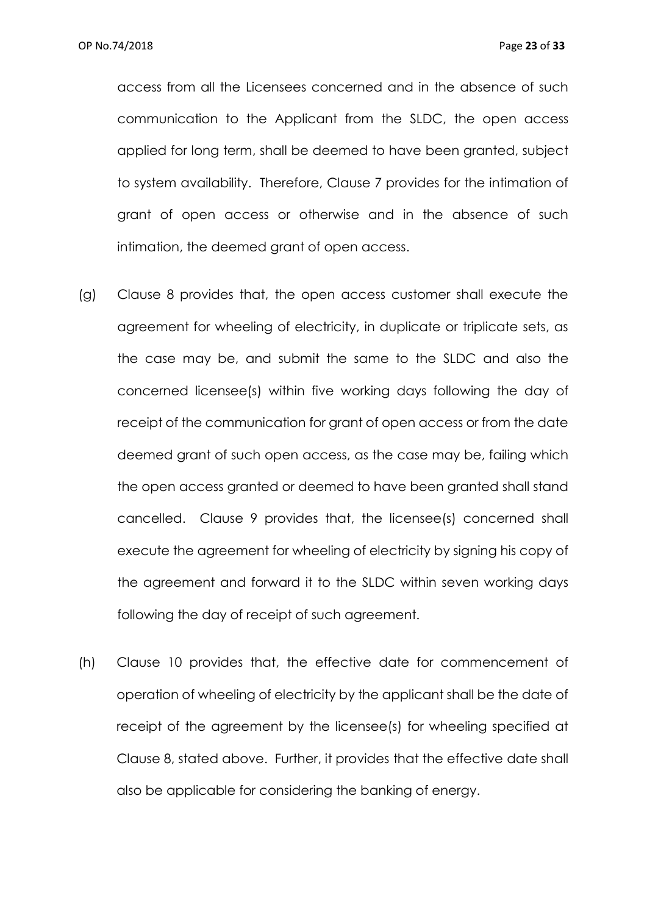access from all the Licensees concerned and in the absence of such communication to the Applicant from the SLDC, the open access applied for long term, shall be deemed to have been granted, subject to system availability. Therefore, Clause 7 provides for the intimation of grant of open access or otherwise and in the absence of such intimation, the deemed grant of open access.

(g) Clause 8 provides that, the open access customer shall execute the agreement for wheeling of electricity, in duplicate or triplicate sets, as the case may be, and submit the same to the SLDC and also the concerned licensee(s) within five working days following the day of receipt of the communication for grant of open access or from the date deemed grant of such open access, as the case may be, failing which the open access granted or deemed to have been granted shall stand cancelled. Clause 9 provides that, the licensee(s) concerned shall execute the agreement for wheeling of electricity by signing his copy of the agreement and forward it to the SLDC within seven working days following the day of receipt of such agreement.

(h) Clause 10 provides that, the effective date for commencement of operation of wheeling of electricity by the applicant shall be the date of receipt of the agreement by the licensee(s) for wheeling specified at Clause 8, stated above. Further, it provides that the effective date shall also be applicable for considering the banking of energy.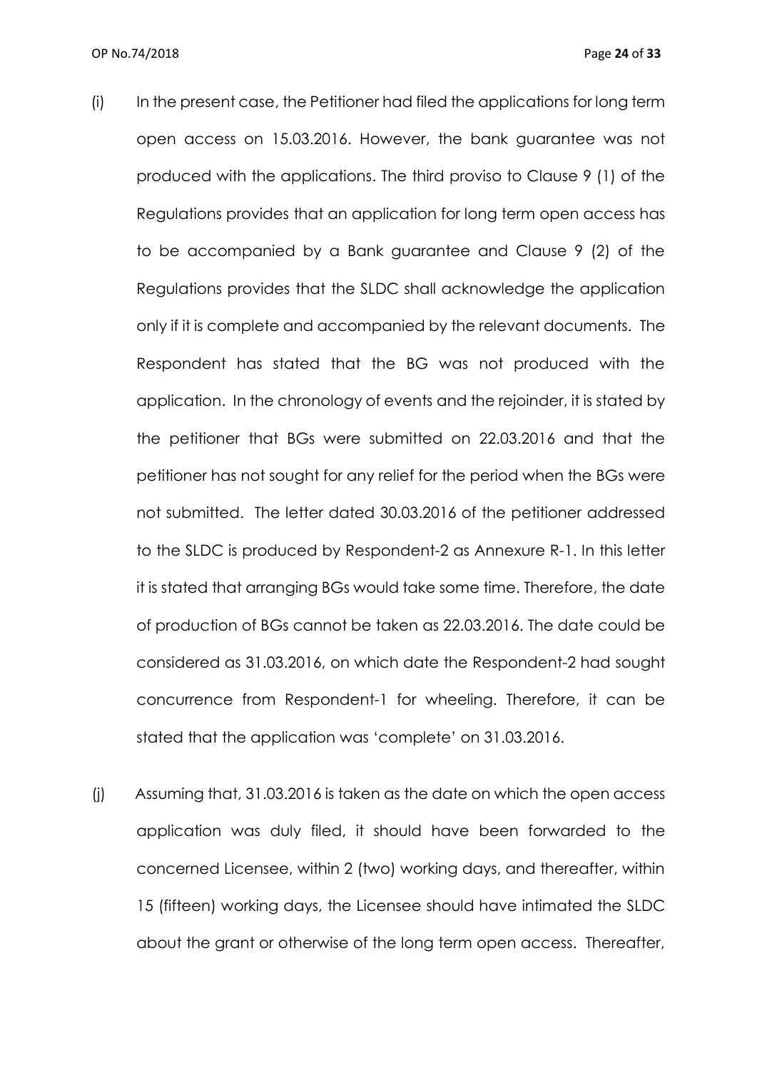(i) In the present case, the Petitioner had filed the applications for long term open access on 15.03.2016. However, the bank guarantee was not produced with the applications. The third proviso to Clause 9 (1) of the Regulations provides that an application for long term open access has to be accompanied by a Bank guarantee and Clause 9 (2) of the Regulations provides that the SLDC shall acknowledge the application only if it is complete and accompanied by the relevant documents. The Respondent has stated that the BG was not produced with the application. In the chronology of events and the rejoinder, it is stated by the petitioner that BGs were submitted on 22.03.2016 and that the petitioner has not sought for any relief for the period when the BGs were not submitted. The letter dated 30.03.2016 of the petitioner addressed to the SLDC is produced by Respondent-2 as Annexure R-1. In this letter it is stated that arranging BGs would take some time. Therefore, the date of production of BGs cannot be taken as 22.03.2016. The date could be considered as 31.03.2016, on which date the Respondent-2 had sought concurrence from Respondent-1 for wheeling. Therefore, it can be stated that the application was 'complete' on 31.03.2016.

(j) Assuming that, 31.03.2016 is taken as the date on which the open access application was duly filed, it should have been forwarded to the concerned Licensee, within 2 (two) working days, and thereafter, within 15 (fifteen) working days, the Licensee should have intimated the SLDC about the grant or otherwise of the long term open access. Thereafter,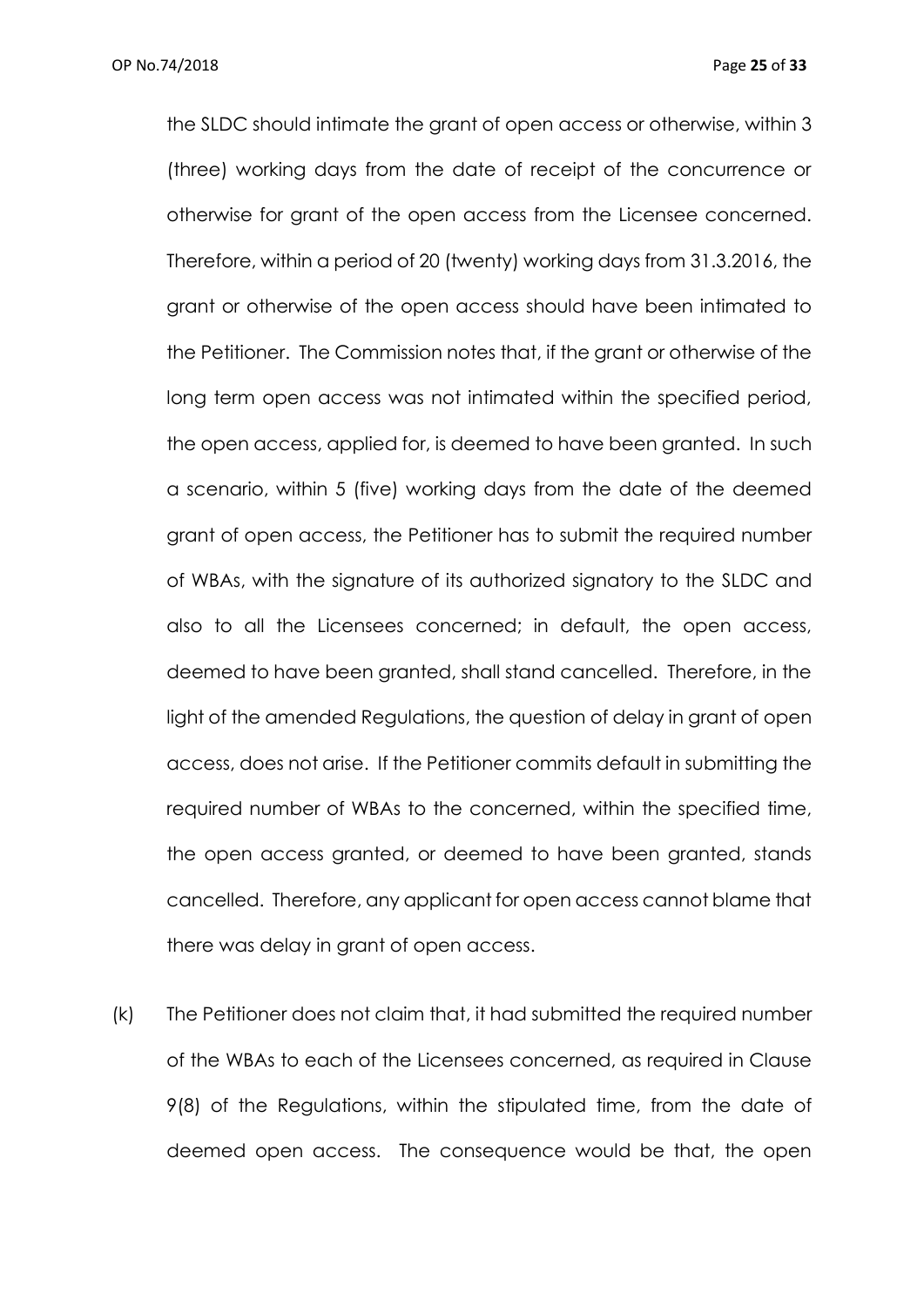the SLDC should intimate the grant of open access or otherwise, within 3 (three) working days from the date of receipt of the concurrence or otherwise for grant of the open access from the Licensee concerned. Therefore, within a period of 20 (twenty) working days from 31.3.2016, the grant or otherwise of the open access should have been intimated to the Petitioner. The Commission notes that, if the grant or otherwise of the long term open access was not intimated within the specified period, the open access, applied for, is deemed to have been granted. In such a scenario, within 5 (five) working days from the date of the deemed grant of open access, the Petitioner has to submit the required number of WBAs, with the signature of its authorized signatory to the SLDC and also to all the Licensees concerned; in default, the open access, deemed to have been granted, shall stand cancelled. Therefore, in the light of the amended Regulations, the question of delay in grant of open access, does not arise. If the Petitioner commits default in submitting the required number of WBAs to the concerned, within the specified time, the open access granted, or deemed to have been granted, stands cancelled. Therefore, any applicant for open access cannot blame that there was delay in grant of open access.

(k) The Petitioner does not claim that, it had submitted the required number of the WBAs to each of the Licensees concerned, as required in Clause 9(8) of the Regulations, within the stipulated time, from the date of deemed open access. The consequence would be that, the open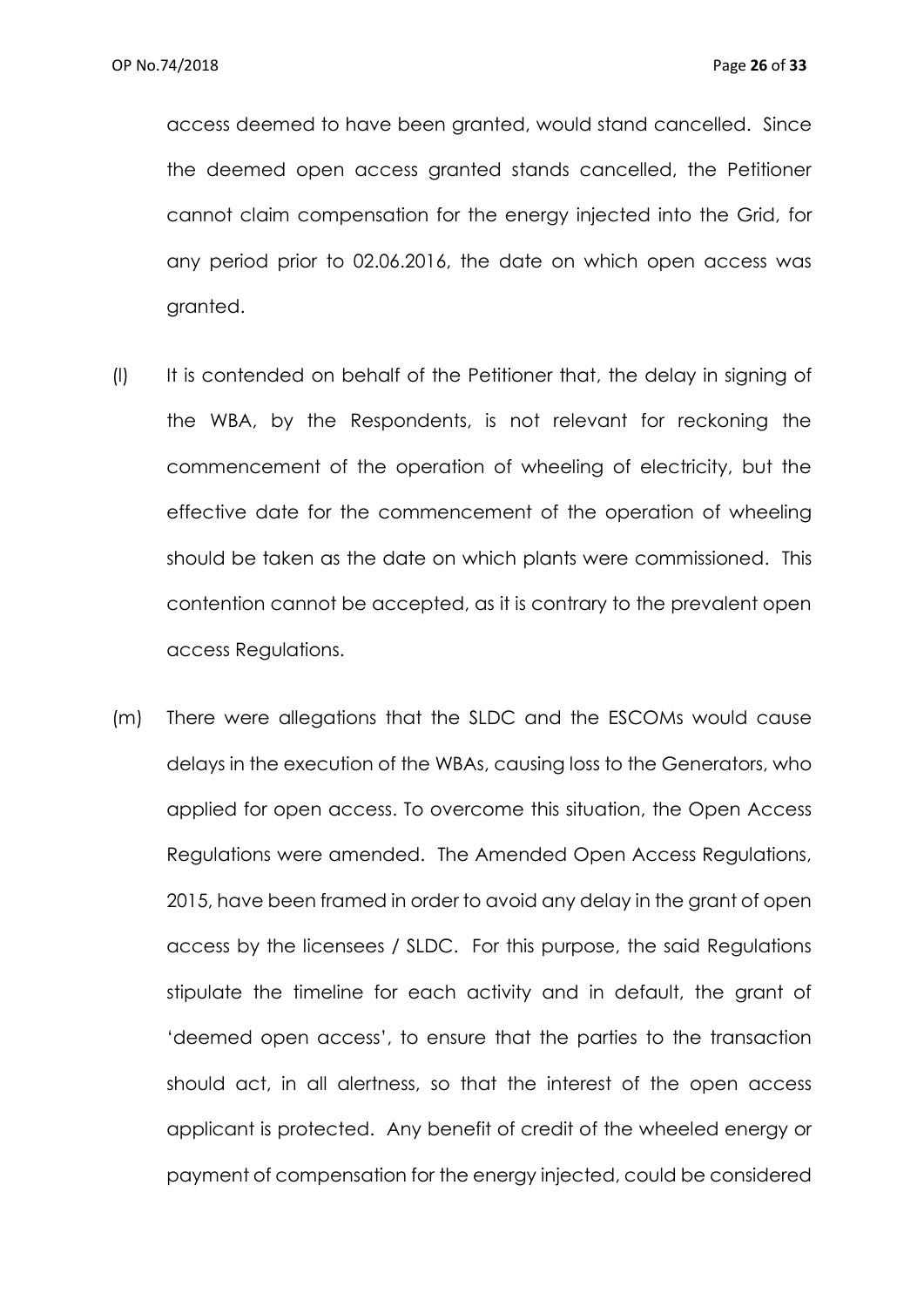access deemed to have been granted, would stand cancelled. Since the deemed open access granted stands cancelled, the Petitioner cannot claim compensation for the energy injected into the Grid, for any period prior to 02.06.2016, the date on which open access was granted.

(l) It is contended on behalf of the Petitioner that, the delay in signing of the WBA, by the Respondents, is not relevant for reckoning the commencement of the operation of wheeling of electricity, but the effective date for the commencement of the operation of wheeling should be taken as the date on which plants were commissioned. This contention cannot be accepted, as it is contrary to the prevalent open access Regulations.

(m) There were allegations that the SLDC and the ESCOMs would cause delays in the execution of the WBAs, causing loss to the Generators, who applied for open access. To overcome this situation, the Open Access Regulations were amended. The Amended Open Access Regulations, 2015, have been framed in order to avoid any delay in the grant of open access by the licensees / SLDC. For this purpose, the said Regulations stipulate the timeline for each activity and in default, the grant of 'deemed open access', to ensure that the parties to the transaction should act, in all alertness, so that the interest of the open access applicant is protected. Any benefit of credit of the wheeled energy or payment of compensation for the energy injected, could be considered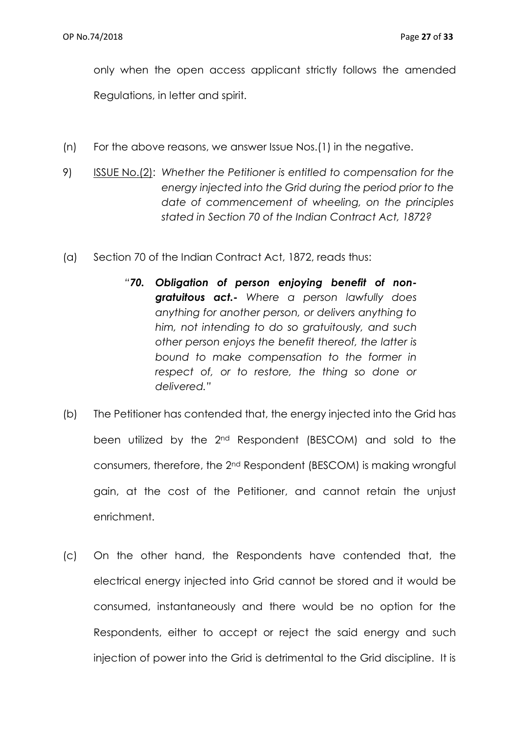only when the open access applicant strictly follows the amended Regulations, in letter and spirit.

(n) For the above reasons, we answer Issue Nos.(1) in the negative.

9) <u>ISSUE No.(2)</u>: *Whether the Petitioner is entitled to compensation for the energy injected into the Grid during the period prior to the date of commencement of wheeling, on the principles stated in Section 70 of the Indian Contract Act, 1872?*

(a) Section 70 of the Indian Contract Act, 1872, reads thus:

> "***70. Obligation of person enjoying benefit of non-gratuitous act.-*** *Where a person lawfully does anything for another person, or delivers anything to him, not intending to do so gratuitously, and such other person enjoys the benefit thereof, the latter is bound to make compensation to the former in respect of, or to restore, the thing so done or delivered."*

(b) The Petitioner has contended that, the energy injected into the Grid has been utilized by the 2nd Respondent (BESCOM) and sold to the consumers, therefore, the 2nd Respondent (BESCOM) is making wrongful gain, at the cost of the Petitioner, and cannot retain the unjust enrichment.

(c) On the other hand, the Respondents have contended that, the electrical energy injected into Grid cannot be stored and it would be consumed, instantaneously and there would be no option for the Respondents, either to accept or reject the said energy and such injection of power into the Grid is detrimental to the Grid discipline. It is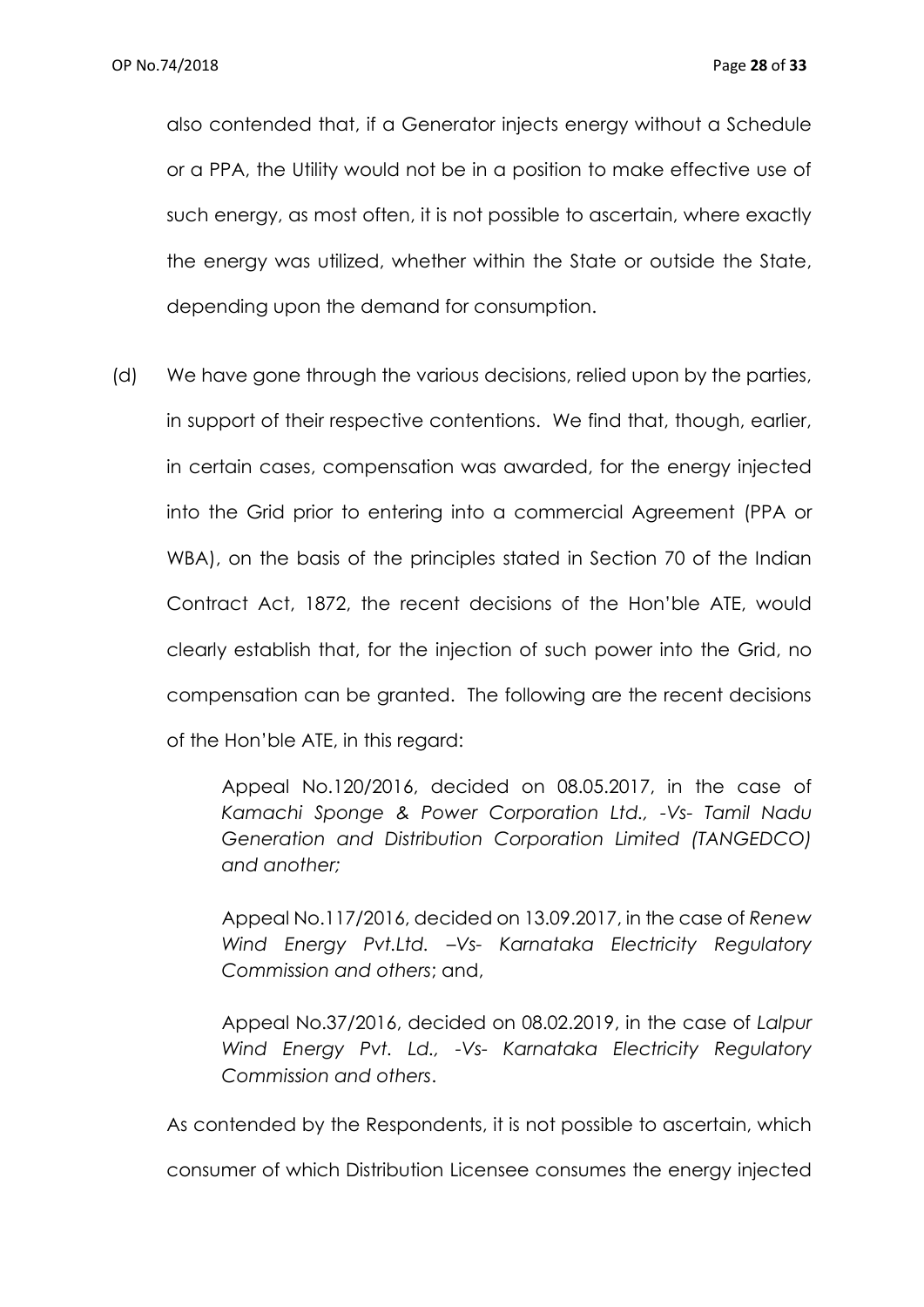also contended that, if a Generator injects energy without a Schedule or a PPA, the Utility would not be in a position to make effective use of such energy, as most often, it is not possible to ascertain, where exactly the energy was utilized, whether within the State or outside the State, depending upon the demand for consumption.

(d) We have gone through the various decisions, relied upon by the parties, in support of their respective contentions. We find that, though, earlier, in certain cases, compensation was awarded, for the energy injected into the Grid prior to entering into a commercial Agreement (PPA or WBA), on the basis of the principles stated in Section 70 of the Indian Contract Act, 1872, the recent decisions of the Hon'ble ATE, would clearly establish that, for the injection of such power into the Grid, no compensation can be granted. The following are the recent decisions of the Hon'ble ATE, in this regard:

> Appeal No.120/2016, decided on 08.05.2017, in the case of *Kamachi Sponge & Power Corporation Ltd., -Vs- Tamil Nadu Generation and Distribution Corporation Limited (TANGEDCO) and another;*
>
> Appeal No.117/2016, decided on 13.09.2017, in the case of *Renew Wind Energy Pvt.Ltd. –Vs- Karnataka Electricity Regulatory Commission and others*; and,
>
> Appeal No.37/2016, decided on 08.02.2019, in the case of *Lalpur Wind Energy Pvt. Ld., -Vs- Karnataka Electricity Regulatory Commission and others*.

As contended by the Respondents, it is not possible to ascertain, which consumer of which Distribution Licensee consumes the energy injected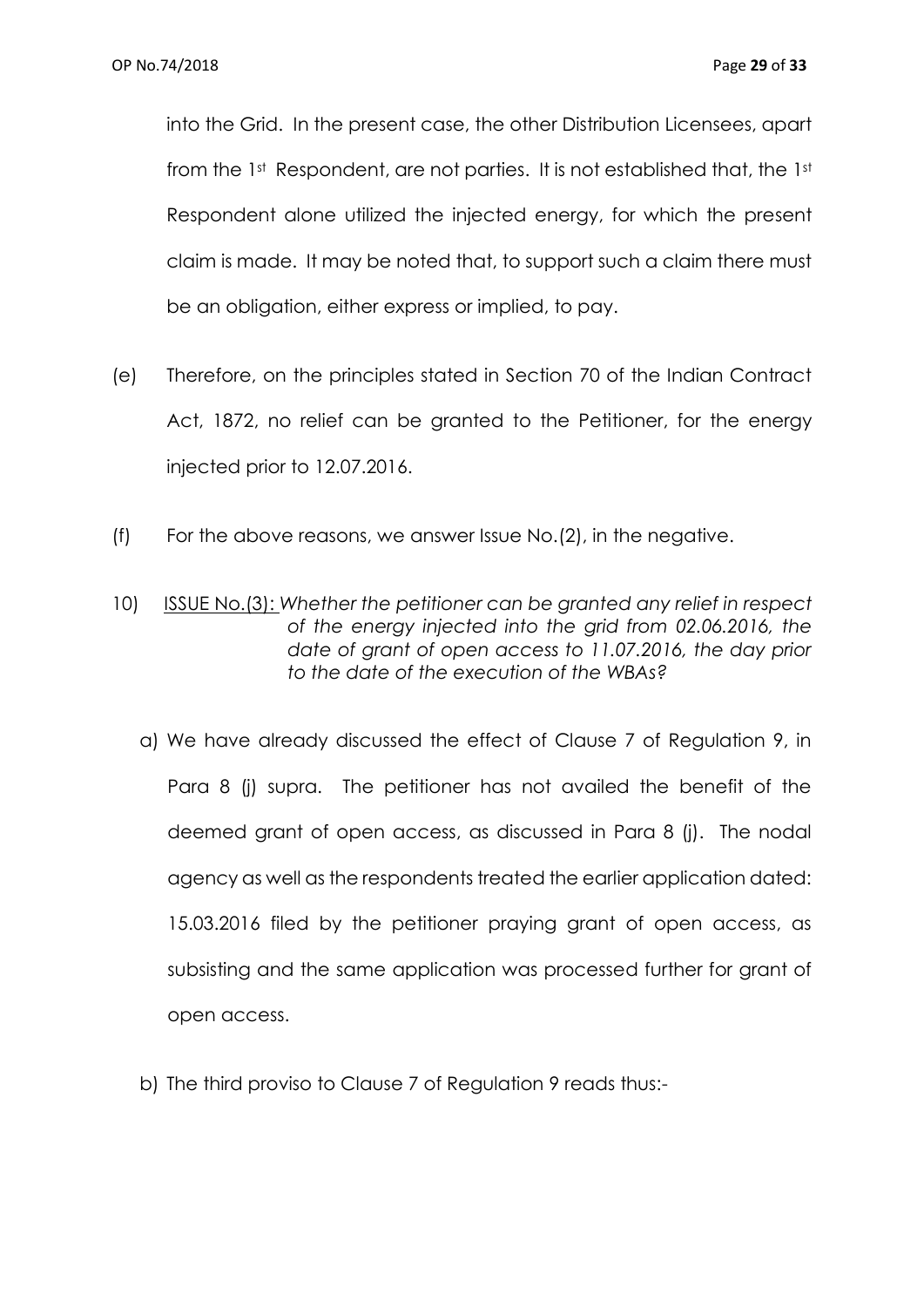into the Grid. In the present case, the other Distribution Licensees, apart from the 1st Respondent, are not parties. It is not established that, the 1st Respondent alone utilized the injected energy, for which the present claim is made. It may be noted that, to support such a claim there must be an obligation, either express or implied, to pay.

(e) Therefore, on the principles stated in Section 70 of the Indian Contract Act, 1872, no relief can be granted to the Petitioner, for the energy injected prior to 12.07.2016.

(f) For the above reasons, we answer Issue No.(2), in the negative.

10) <u>ISSUE No.(3):</u> *Whether the petitioner can be granted any relief in respect of the energy injected into the grid from 02.06.2016, the date of grant of open access to 11.07.2016, the day prior to the date of the execution of the WBAs?*

a) We have already discussed the effect of Clause 7 of Regulation 9, in Para 8 (j) supra. The petitioner has not availed the benefit of the deemed grant of open access, as discussed in Para 8 (j). The nodal agency as well as the respondents treated the earlier application dated: 15.03.2016 filed by the petitioner praying grant of open access, as subsisting and the same application was processed further for grant of open access.

b) The third proviso to Clause 7 of Regulation 9 reads thus:-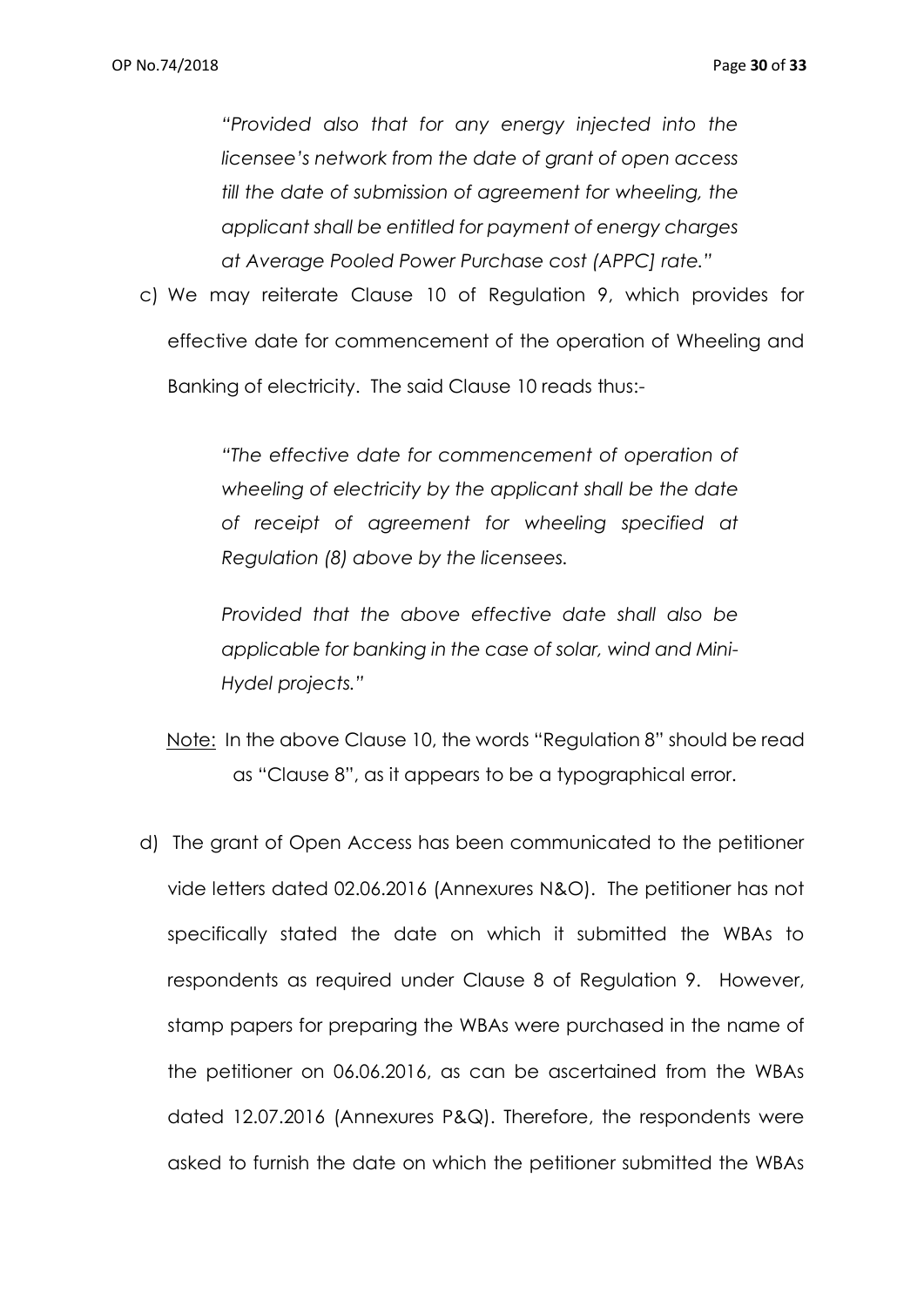> *"Provided also that for any energy injected into the licensee's network from the date of grant of open access till the date of submission of agreement for wheeling, the applicant shall be entitled for payment of energy charges at Average Pooled Power Purchase cost (APPC) rate."*

c) We may reiterate Clause 10 of Regulation 9, which provides for effective date for commencement of the operation of Wheeling and Banking of electricity. The said Clause 10 reads thus:-

> *"The effective date for commencement of operation of wheeling of electricity by the applicant shall be the date of receipt of agreement for wheeling specified at Regulation (8) above by the licensees.*
>
> *Provided that the above effective date shall also be applicable for banking in the case of solar, wind and Mini-Hydel projects."*

Note: In the above Clause 10, the words "Regulation 8" should be read as "Clause 8", as it appears to be a typographical error.

d) The grant of Open Access has been communicated to the petitioner vide letters dated 02.06.2016 (Annexures N&O). The petitioner has not specifically stated the date on which it submitted the WBAs to respondents as required under Clause 8 of Regulation 9. However, stamp papers for preparing the WBAs were purchased in the name of the petitioner on 06.06.2016, as can be ascertained from the WBAs dated 12.07.2016 (Annexures P&Q). Therefore, the respondents were asked to furnish the date on which the petitioner submitted the WBAs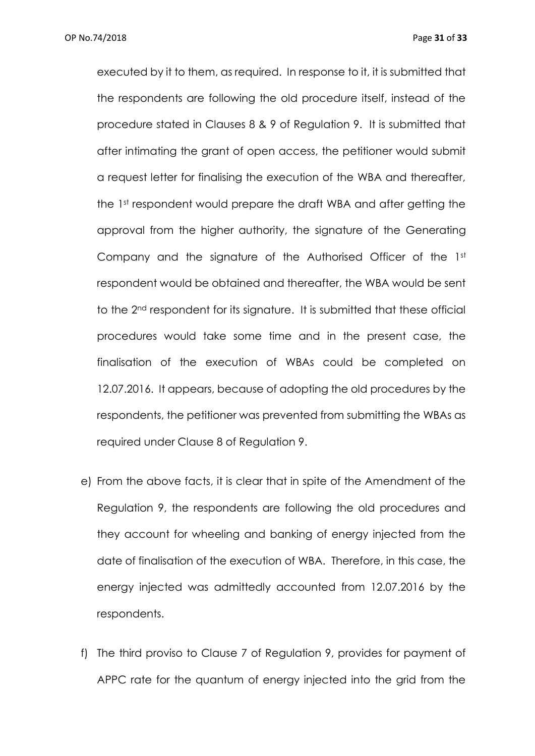executed by it to them, as required. In response to it, it is submitted that the respondents are following the old procedure itself, instead of the procedure stated in Clauses 8 & 9 of Regulation 9. It is submitted that after intimating the grant of open access, the petitioner would submit a request letter for finalising the execution of the WBA and thereafter, the 1st respondent would prepare the draft WBA and after getting the approval from the higher authority, the signature of the Generating Company and the signature of the Authorised Officer of the 1st respondent would be obtained and thereafter, the WBA would be sent to the 2nd respondent for its signature. It is submitted that these official procedures would take some time and in the present case, the finalisation of the execution of WBAs could be completed on 12.07.2016. It appears, because of adopting the old procedures by the respondents, the petitioner was prevented from submitting the WBAs as required under Clause 8 of Regulation 9.

e) From the above facts, it is clear that in spite of the Amendment of the Regulation 9, the respondents are following the old procedures and they account for wheeling and banking of energy injected from the date of finalisation of the execution of WBA. Therefore, in this case, the energy injected was admittedly accounted from 12.07.2016 by the respondents.

f) The third proviso to Clause 7 of Regulation 9, provides for payment of APPC rate for the quantum of energy injected into the grid from the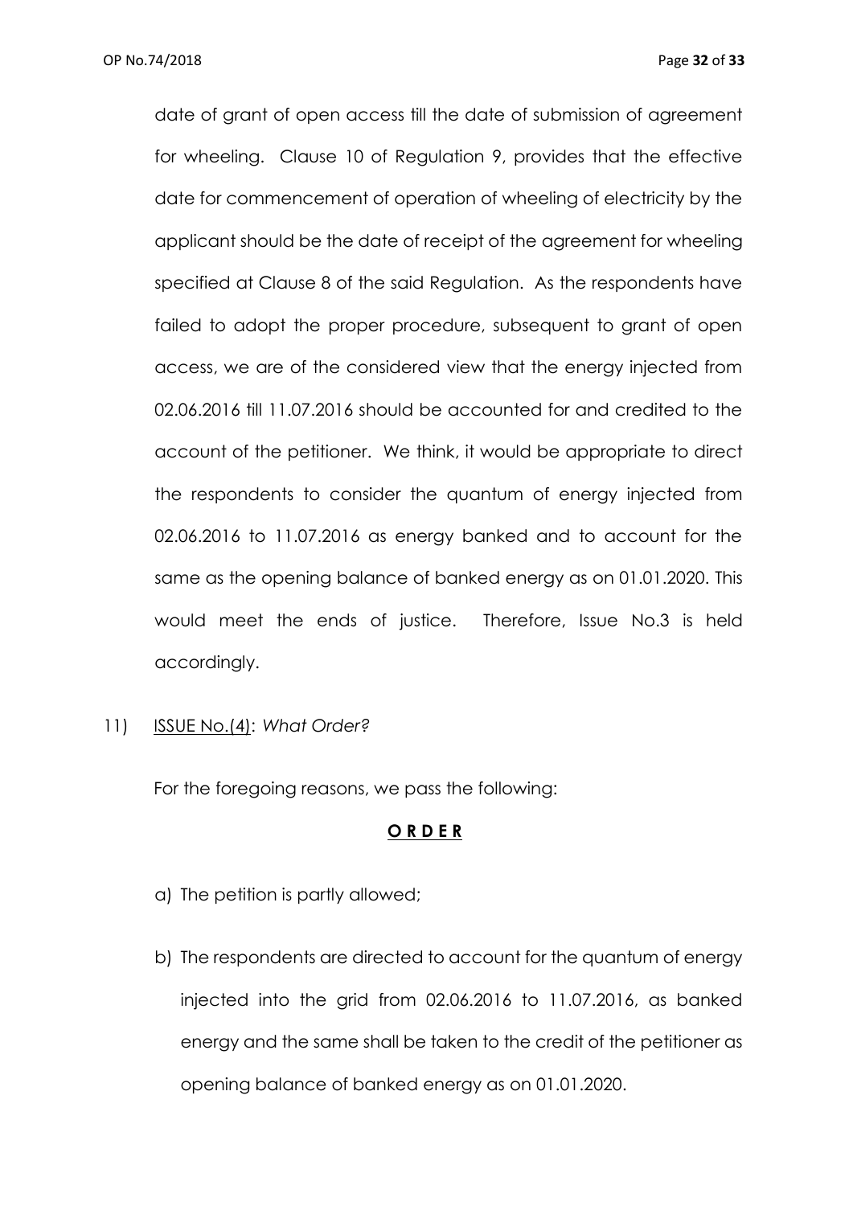date of grant of open access till the date of submission of agreement for wheeling. Clause 10 of Regulation 9, provides that the effective date for commencement of operation of wheeling of electricity by the applicant should be the date of receipt of the agreement for wheeling specified at Clause 8 of the said Regulation. As the respondents have failed to adopt the proper procedure, subsequent to grant of open access, we are of the considered view that the energy injected from 02.06.2016 till 11.07.2016 should be accounted for and credited to the account of the petitioner. We think, it would be appropriate to direct the respondents to consider the quantum of energy injected from 02.06.2016 to 11.07.2016 as energy banked and to account for the same as the opening balance of banked energy as on 01.01.2020. This would meet the ends of justice. Therefore, Issue No.3 is held accordingly.

11) <u>ISSUE No.(4)</u>: *What Order?*

For the foregoing reasons, we pass the following:

**<u>O R D E R</u>**

a) The petition is partly allowed;

b) The respondents are directed to account for the quantum of energy injected into the grid from 02.06.2016 to 11.07.2016, as banked energy and the same shall be taken to the credit of the petitioner as opening balance of banked energy as on 01.01.2020.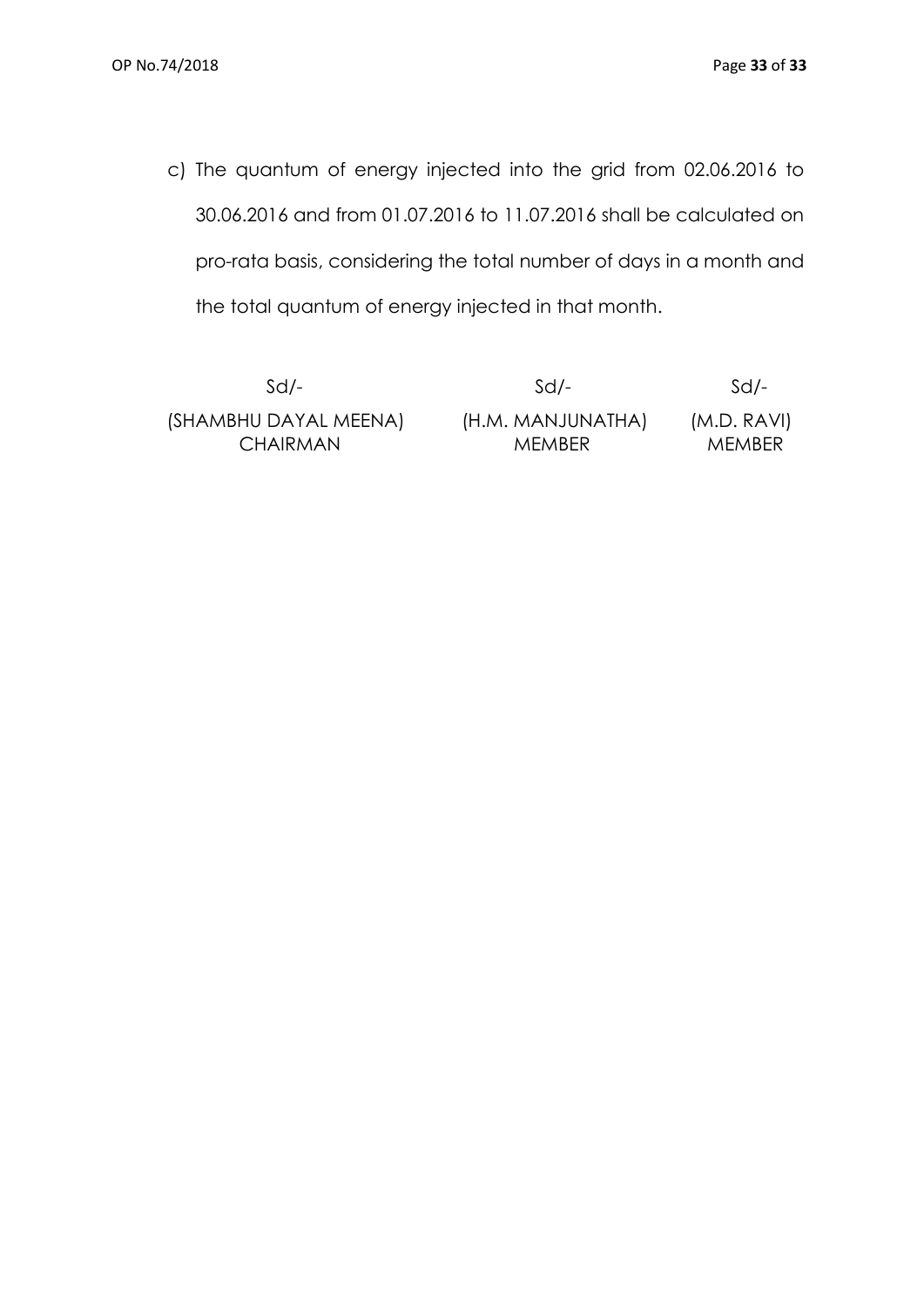c) The quantum of energy injected into the grid from 02.06.2016 to 30.06.2016 and from 01.07.2016 to 11.07.2016 shall be calculated on pro-rata basis, considering the total number of days in a month and the total quantum of energy injected in that month.

| | | |
|---|---|---|
| Sd/- | Sd/- | Sd/- |
| (SHAMBHU DAYAL MEENA) CHAIRMAN | (H.M. MANJUNATHA) MEMBER | (M.D. RAVI) MEMBER |